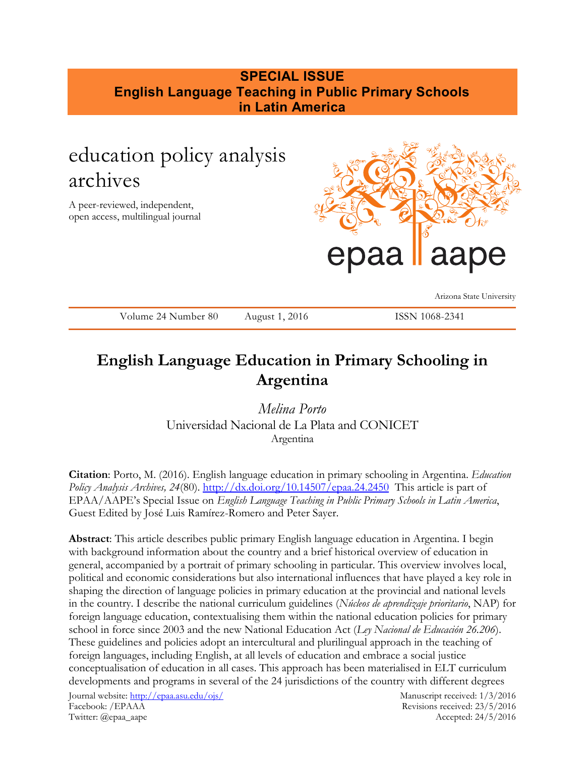**SPECIAL ISSUE**
**English Language Teaching in Public Primary Schools in Latin America**

education policy analysis archives

A peer-reviewed, independent, open access, multilingual journal

epaa aape

Arizona State University

Volume 24 Number 80 August 1, 2016 ISSN 1068-2341

# English Language Education in Primary Schooling in Argentina

*Melina Porto*
Universidad Nacional de La Plata and CONICET
Argentina

**Citation**: Porto, M. (2016). English language education in primary schooling in Argentina. *Education Policy Analysis Archives, 24*(80). http://dx.doi.org/10.14507/epaa.24.2450 This article is part of EPAA/AAPE's Special Issue on *English Language Teaching in Public Primary Schools in Latin America*, Guest Edited by José Luis Ramírez-Romero and Peter Sayer.

**Abstract**: This article describes public primary English language education in Argentina. I begin with background information about the country and a brief historical overview of education in general, accompanied by a portrait of primary schooling in particular. This overview involves local, political and economic considerations but also international influences that have played a key role in shaping the direction of language policies in primary education at the provincial and national levels in the country. I describe the national curriculum guidelines (*Núcleos de aprendizaje prioritario*, NAP) for foreign language education, contextualising them within the national education policies for primary school in force since 2003 and the new National Education Act (*Ley Nacional de Educación 26.206*). These guidelines and policies adopt an intercultural and plurilingual approach in the teaching of foreign languages, including English, at all levels of education and embrace a social justice conceptualisation of education in all cases. This approach has been materialised in ELT curriculum developments and programs in several of the 24 jurisdictions of the country with different degrees

Journal website: http://epaa.asu.edu/ojs/
Facebook: /EPAAA
Twitter: @epaa_aape

Manuscript received: 1/3/2016
Revisions received: 23/5/2016
Accepted: 24/5/2016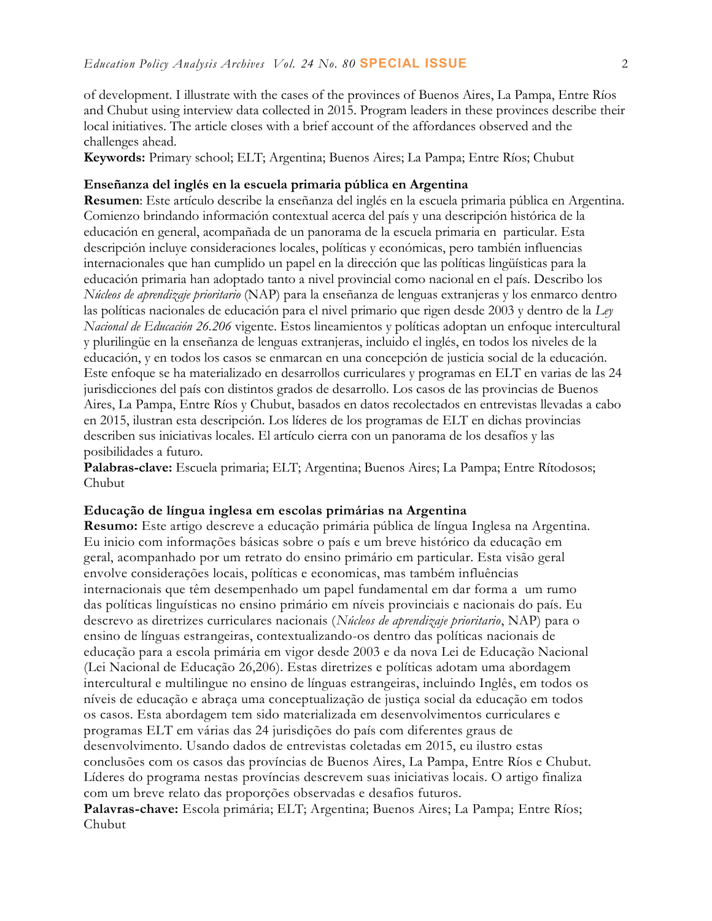of development. I illustrate with the cases of the provinces of Buenos Aires, La Pampa, Entre Ríos and Chubut using interview data collected in 2015. Program leaders in these provinces describe their local initiatives. The article closes with a brief account of the affordances observed and the challenges ahead.

**Keywords:** Primary school; ELT; Argentina; Buenos Aires; La Pampa; Entre Ríos; Chubut

**Enseñanza del inglés en la escuela primaria pública en Argentina**

**Resumen**: Este artículo describe la enseñanza del inglés en la escuela primaria pública en Argentina. Comienzo brindando información contextual acerca del país y una descripción histórica de la educación en general, acompañada de un panorama de la escuela primaria en particular. Esta descripción incluye consideraciones locales, políticas y económicas, pero también influencias internacionales que han cumplido un papel en la dirección que las políticas lingüísticas para la educación primaria han adoptado tanto a nivel provincial como nacional en el país. Describo los *Núcleos de aprendizaje prioritario* (NAP) para la enseñanza de lenguas extranjeras y los enmarco dentro las políticas nacionales de educación para el nivel primario que rigen desde 2003 y dentro de la *Ley Nacional de Educación 26.206* vigente. Estos lineamientos y políticas adoptan un enfoque intercultural y plurilingüe en la enseñanza de lenguas extranjeras, incluido el inglés, en todos los niveles de la educación, y en todos los casos se enmarcan en una concepción de justicia social de la educación. Este enfoque se ha materializado en desarrollos curriculares y programas en ELT en varias de las 24 jurisdicciones del país con distintos grados de desarrollo. Los casos de las provincias de Buenos Aires, La Pampa, Entre Ríos y Chubut, basados en datos recolectados en entrevistas llevadas a cabo en 2015, ilustran esta descripción. Los líderes de los programas de ELT en dichas provincias describen sus iniciativas locales. El artículo cierra con un panorama de los desafíos y las posibilidades a futuro.

**Palabras-clave:** Escuela primaria; ELT; Argentina; Buenos Aires; La Pampa; Entre Rítodosos; Chubut

**Educação de língua inglesa em escolas primárias na Argentina**

**Resumo:** Este artigo descreve a educação primária pública de língua Inglesa na Argentina. Eu inicio com informações básicas sobre o país e um breve histórico da educação em geral, acompanhado por um retrato do ensino primário em particular. Esta visão geral envolve considerações locais, políticas e economicas, mas também influências internacionais que têm desempenhado um papel fundamental em dar forma a um rumo das políticas linguísticas no ensino primário em níveis provinciais e nacionais do país. Eu descrevo as diretrizes curriculares nacionais (*Núcleos de aprendizaje prioritario*, NAP) para o ensino de línguas estrangeiras, contextualizando-os dentro das políticas nacionais de educação para a escola primária em vigor desde 2003 e da nova Lei de Educação Nacional (Lei Nacional de Educação 26,206). Estas diretrizes e políticas adotam uma abordagem intercultural e multilingue no ensino de línguas estrangeiras, incluindo Inglês, em todos os níveis de educação e abraça uma conceptualização de justiça social da educação em todos os casos. Esta abordagem tem sido materializada em desenvolvimentos curriculares e programas ELT em várias das 24 jurisdições do país com diferentes graus de desenvolvimento. Usando dados de entrevistas coletadas em 2015, eu ilustro estas conclusões com os casos das províncias de Buenos Aires, La Pampa, Entre Ríos e Chubut. Líderes do programa nestas províncias descrevem suas iniciativas locais. O artigo finaliza com um breve relato das proporções observadas e desafios futuros.

**Palavras-chave:** Escola primária; ELT; Argentina; Buenos Aires; La Pampa; Entre Ríos; Chubut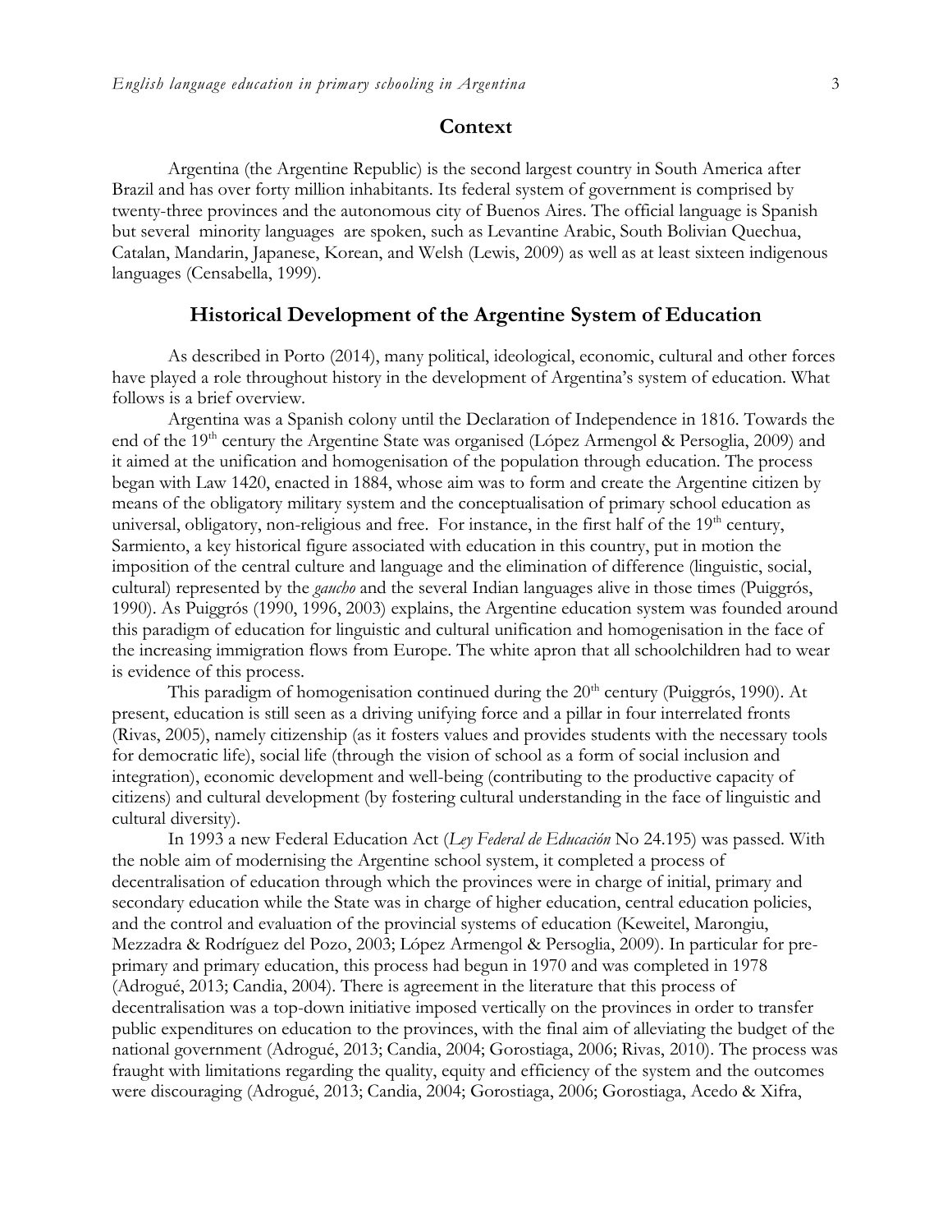## Context

Argentina (the Argentine Republic) is the second largest country in South America after Brazil and has over forty million inhabitants. Its federal system of government is comprised by twenty-three provinces and the autonomous city of Buenos Aires. The official language is Spanish but several minority languages are spoken, such as Levantine Arabic, South Bolivian Quechua, Catalan, Mandarin, Japanese, Korean, and Welsh (Lewis, 2009) as well as at least sixteen indigenous languages (Censabella, 1999).

## Historical Development of the Argentine System of Education

As described in Porto (2014), many political, ideological, economic, cultural and other forces have played a role throughout history in the development of Argentina's system of education. What follows is a brief overview.

Argentina was a Spanish colony until the Declaration of Independence in 1816. Towards the end of the 19th century the Argentine State was organised (López Armengol & Persoglia, 2009) and it aimed at the unification and homogenisation of the population through education. The process began with Law 1420, enacted in 1884, whose aim was to form and create the Argentine citizen by means of the obligatory military system and the conceptualisation of primary school education as universal, obligatory, non-religious and free. For instance, in the first half of the 19th century, Sarmiento, a key historical figure associated with education in this country, put in motion the imposition of the central culture and language and the elimination of difference (linguistic, social, cultural) represented by the *gaucho* and the several Indian languages alive in those times (Puiggrós, 1990). As Puiggrós (1990, 1996, 2003) explains, the Argentine education system was founded around this paradigm of education for linguistic and cultural unification and homogenisation in the face of the increasing immigration flows from Europe. The white apron that all schoolchildren had to wear is evidence of this process.

This paradigm of homogenisation continued during the 20th century (Puiggrós, 1990). At present, education is still seen as a driving unifying force and a pillar in four interrelated fronts (Rivas, 2005), namely citizenship (as it fosters values and provides students with the necessary tools for democratic life), social life (through the vision of school as a form of social inclusion and integration), economic development and well-being (contributing to the productive capacity of citizens) and cultural development (by fostering cultural understanding in the face of linguistic and cultural diversity).

In 1993 a new Federal Education Act (*Ley Federal de Educación* No 24.195) was passed. With the noble aim of modernising the Argentine school system, it completed a process of decentralisation of education through which the provinces were in charge of initial, primary and secondary education while the State was in charge of higher education, central education policies, and the control and evaluation of the provincial systems of education (Keweitel, Marongiu, Mezzadra & Rodríguez del Pozo, 2003; López Armengol & Persoglia, 2009). In particular for pre-primary and primary education, this process had begun in 1970 and was completed in 1978 (Adrogué, 2013; Candia, 2004). There is agreement in the literature that this process of decentralisation was a top-down initiative imposed vertically on the provinces in order to transfer public expenditures on education to the provinces, with the final aim of alleviating the budget of the national government (Adrogué, 2013; Candia, 2004; Gorostiaga, 2006; Rivas, 2010). The process was fraught with limitations regarding the quality, equity and efficiency of the system and the outcomes were discouraging (Adrogué, 2013; Candia, 2004; Gorostiaga, 2006; Gorostiaga, Acedo & Xifra,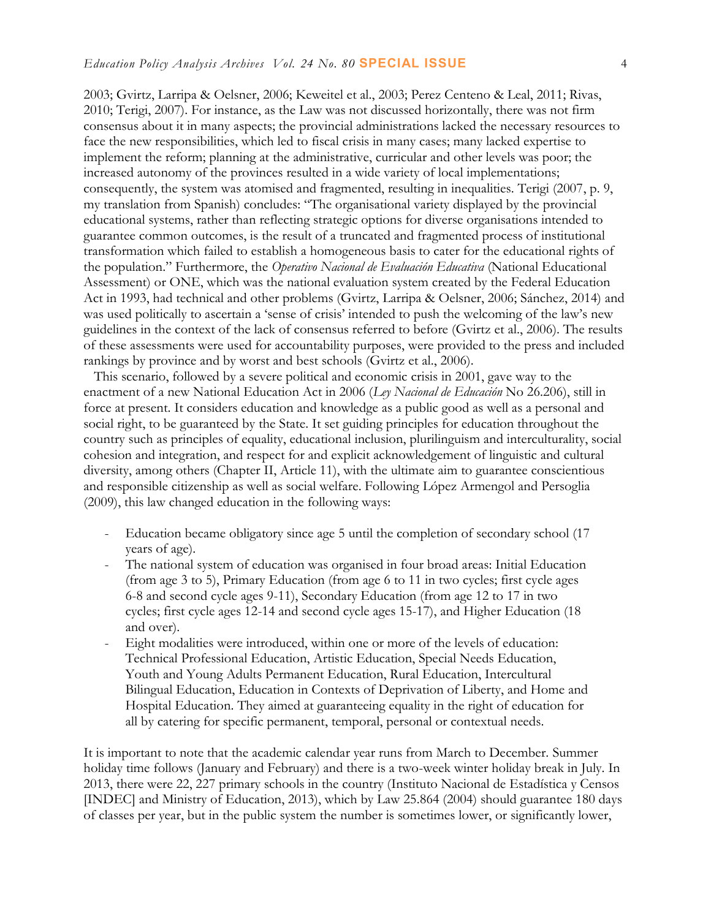2003; Gvirtz, Larripa & Oelsner, 2006; Keweitel et al., 2003; Perez Centeno & Leal, 2011; Rivas, 2010; Terigi, 2007). For instance, as the Law was not discussed horizontally, there was not firm consensus about it in many aspects; the provincial administrations lacked the necessary resources to face the new responsibilities, which led to fiscal crisis in many cases; many lacked expertise to implement the reform; planning at the administrative, curricular and other levels was poor; the increased autonomy of the provinces resulted in a wide variety of local implementations; consequently, the system was atomised and fragmented, resulting in inequalities. Terigi (2007, p. 9, my translation from Spanish) concludes: "The organisational variety displayed by the provincial educational systems, rather than reflecting strategic options for diverse organisations intended to guarantee common outcomes, is the result of a truncated and fragmented process of institutional transformation which failed to establish a homogeneous basis to cater for the educational rights of the population." Furthermore, the *Operativo Nacional de Evaluación Educativa* (National Educational Assessment) or ONE, which was the national evaluation system created by the Federal Education Act in 1993, had technical and other problems (Gvirtz, Larripa & Oelsner, 2006; Sánchez, 2014) and was used politically to ascertain a 'sense of crisis' intended to push the welcoming of the law's new guidelines in the context of the lack of consensus referred to before (Gvirtz et al., 2006). The results of these assessments were used for accountability purposes, were provided to the press and included rankings by province and by worst and best schools (Gvirtz et al., 2006).

This scenario, followed by a severe political and economic crisis in 2001, gave way to the enactment of a new National Education Act in 2006 (*Ley Nacional de Educación* No 26.206), still in force at present. It considers education and knowledge as a public good as well as a personal and social right, to be guaranteed by the State. It set guiding principles for education throughout the country such as principles of equality, educational inclusion, plurilinguism and interculturality, social cohesion and integration, and respect for and explicit acknowledgement of linguistic and cultural diversity, among others (Chapter II, Article 11), with the ultimate aim to guarantee conscientious and responsible citizenship as well as social welfare. Following López Armengol and Persoglia (2009), this law changed education in the following ways:

- Education became obligatory since age 5 until the completion of secondary school (17 years of age).
- The national system of education was organised in four broad areas: Initial Education (from age 3 to 5), Primary Education (from age 6 to 11 in two cycles; first cycle ages 6-8 and second cycle ages 9-11), Secondary Education (from age 12 to 17 in two cycles; first cycle ages 12-14 and second cycle ages 15-17), and Higher Education (18 and over).
- Eight modalities were introduced, within one or more of the levels of education: Technical Professional Education, Artistic Education, Special Needs Education, Youth and Young Adults Permanent Education, Rural Education, Intercultural Bilingual Education, Education in Contexts of Deprivation of Liberty, and Home and Hospital Education. They aimed at guaranteeing equality in the right of education for all by catering for specific permanent, temporal, personal or contextual needs.

It is important to note that the academic calendar year runs from March to December. Summer holiday time follows (January and February) and there is a two-week winter holiday break in July. In 2013, there were 22, 227 primary schools in the country (Instituto Nacional de Estadística y Censos [INDEC] and Ministry of Education, 2013), which by Law 25.864 (2004) should guarantee 180 days of classes per year, but in the public system the number is sometimes lower, or significantly lower,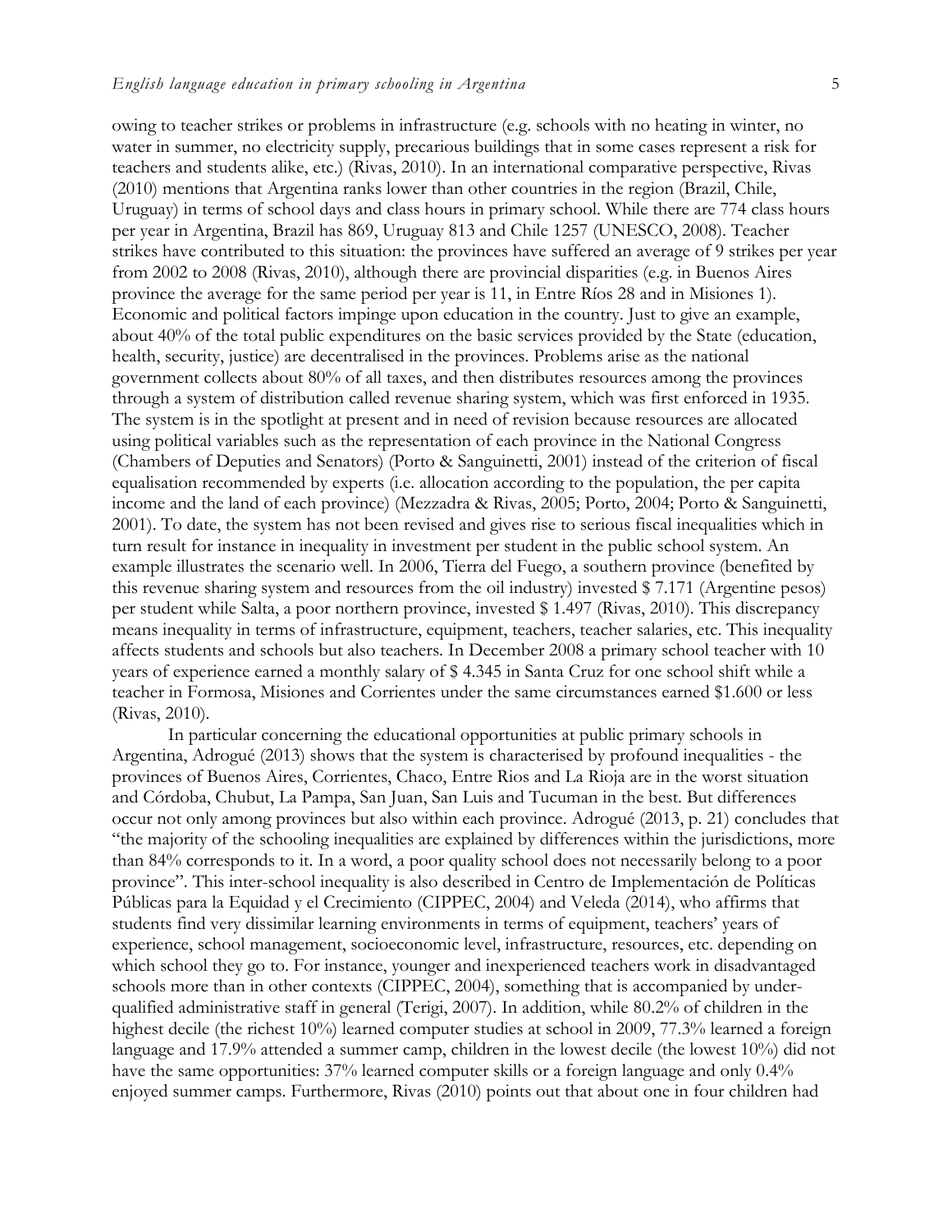owing to teacher strikes or problems in infrastructure (e.g. schools with no heating in winter, no water in summer, no electricity supply, precarious buildings that in some cases represent a risk for teachers and students alike, etc.) (Rivas, 2010). In an international comparative perspective, Rivas (2010) mentions that Argentina ranks lower than other countries in the region (Brazil, Chile, Uruguay) in terms of school days and class hours in primary school. While there are 774 class hours per year in Argentina, Brazil has 869, Uruguay 813 and Chile 1257 (UNESCO, 2008). Teacher strikes have contributed to this situation: the provinces have suffered an average of 9 strikes per year from 2002 to 2008 (Rivas, 2010), although there are provincial disparities (e.g. in Buenos Aires province the average for the same period per year is 11, in Entre Ríos 28 and in Misiones 1). Economic and political factors impinge upon education in the country. Just to give an example, about 40% of the total public expenditures on the basic services provided by the State (education, health, security, justice) are decentralised in the provinces. Problems arise as the national government collects about 80% of all taxes, and then distributes resources among the provinces through a system of distribution called revenue sharing system, which was first enforced in 1935. The system is in the spotlight at present and in need of revision because resources are allocated using political variables such as the representation of each province in the National Congress (Chambers of Deputies and Senators) (Porto & Sanguinetti, 2001) instead of the criterion of fiscal equalisation recommended by experts (i.e. allocation according to the population, the per capita income and the land of each province) (Mezzadra & Rivas, 2005; Porto, 2004; Porto & Sanguinetti, 2001). To date, the system has not been revised and gives rise to serious fiscal inequalities which in turn result for instance in inequality in investment per student in the public school system. An example illustrates the scenario well. In 2006, Tierra del Fuego, a southern province (benefited by this revenue sharing system and resources from the oil industry) invested $ 7.171 (Argentine pesos) per student while Salta, a poor northern province, invested $ 1.497 (Rivas, 2010). This discrepancy means inequality in terms of infrastructure, equipment, teachers, teacher salaries, etc. This inequality affects students and schools but also teachers. In December 2008 a primary school teacher with 10 years of experience earned a monthly salary of $ 4.345 in Santa Cruz for one school shift while a teacher in Formosa, Misiones and Corrientes under the same circumstances earned $1.600 or less (Rivas, 2010).

In particular concerning the educational opportunities at public primary schools in Argentina, Adrogué (2013) shows that the system is characterised by profound inequalities - the provinces of Buenos Aires, Corrientes, Chaco, Entre Rios and La Rioja are in the worst situation and Córdoba, Chubut, La Pampa, San Juan, San Luis and Tucuman in the best. But differences occur not only among provinces but also within each province. Adrogué (2013, p. 21) concludes that "the majority of the schooling inequalities are explained by differences within the jurisdictions, more than 84% corresponds to it. In a word, a poor quality school does not necessarily belong to a poor province". This inter-school inequality is also described in Centro de Implementación de Políticas Públicas para la Equidad y el Crecimiento (CIPPEC, 2004) and Veleda (2014), who affirms that students find very dissimilar learning environments in terms of equipment, teachers' years of experience, school management, socioeconomic level, infrastructure, resources, etc. depending on which school they go to. For instance, younger and inexperienced teachers work in disadvantaged schools more than in other contexts (CIPPEC, 2004), something that is accompanied by under-qualified administrative staff in general (Terigi, 2007). In addition, while 80.2% of children in the highest decile (the richest 10%) learned computer studies at school in 2009, 77.3% learned a foreign language and 17.9% attended a summer camp, children in the lowest decile (the lowest 10%) did not have the same opportunities: 37% learned computer skills or a foreign language and only 0.4% enjoyed summer camps. Furthermore, Rivas (2010) points out that about one in four children had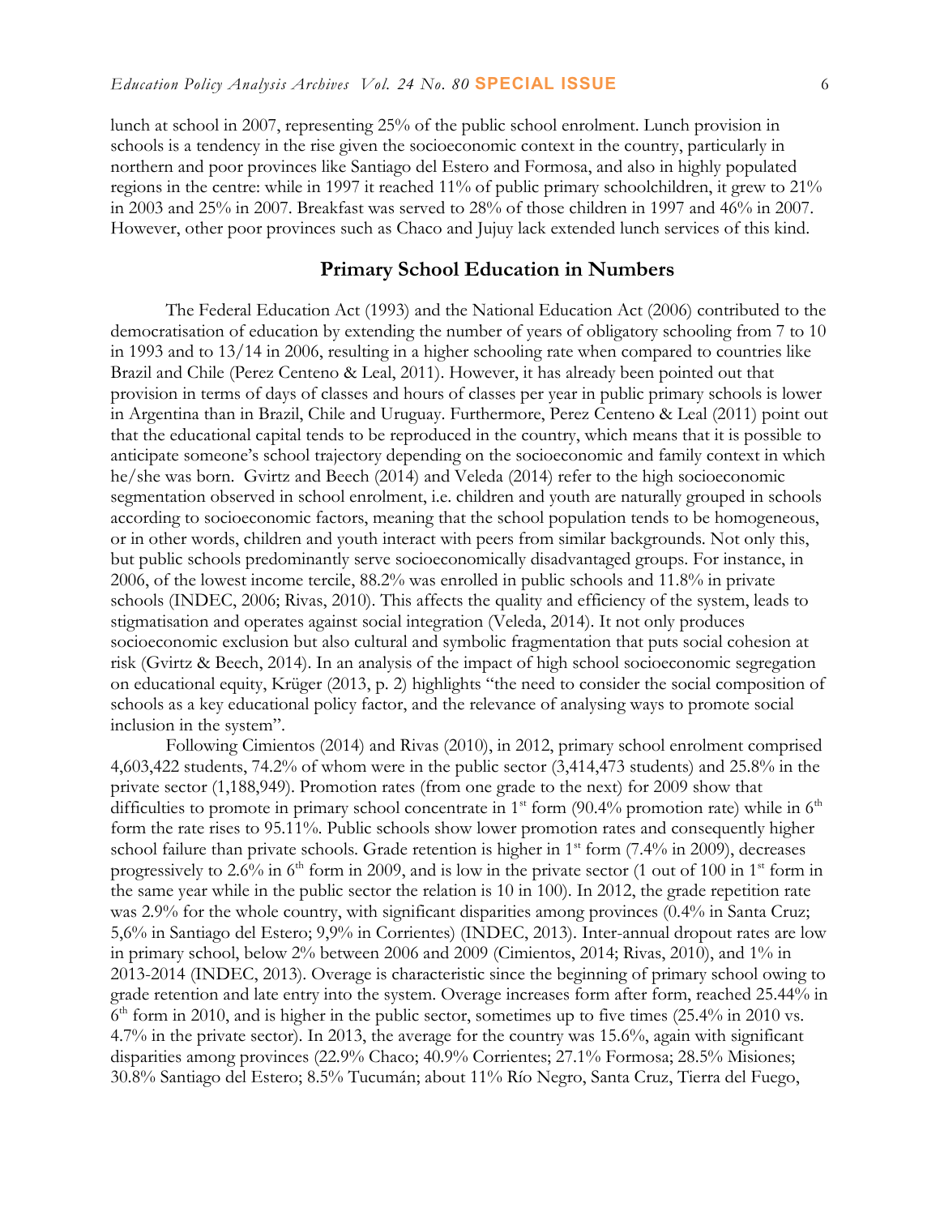lunch at school in 2007, representing 25% of the public school enrolment. Lunch provision in schools is a tendency in the rise given the socioeconomic context in the country, particularly in northern and poor provinces like Santiago del Estero and Formosa, and also in highly populated regions in the centre: while in 1997 it reached 11% of public primary schoolchildren, it grew to 21% in 2003 and 25% in 2007. Breakfast was served to 28% of those children in 1997 and 46% in 2007. However, other poor provinces such as Chaco and Jujuy lack extended lunch services of this kind.

## Primary School Education in Numbers

The Federal Education Act (1993) and the National Education Act (2006) contributed to the democratisation of education by extending the number of years of obligatory schooling from 7 to 10 in 1993 and to 13/14 in 2006, resulting in a higher schooling rate when compared to countries like Brazil and Chile (Perez Centeno & Leal, 2011). However, it has already been pointed out that provision in terms of days of classes and hours of classes per year in public primary schools is lower in Argentina than in Brazil, Chile and Uruguay. Furthermore, Perez Centeno & Leal (2011) point out that the educational capital tends to be reproduced in the country, which means that it is possible to anticipate someone's school trajectory depending on the socioeconomic and family context in which he/she was born. Gvirtz and Beech (2014) and Veleda (2014) refer to the high socioeconomic segmentation observed in school enrolment, i.e. children and youth are naturally grouped in schools according to socioeconomic factors, meaning that the school population tends to be homogeneous, or in other words, children and youth interact with peers from similar backgrounds. Not only this, but public schools predominantly serve socioeconomically disadvantaged groups. For instance, in 2006, of the lowest income tercile, 88.2% was enrolled in public schools and 11.8% in private schools (INDEC, 2006; Rivas, 2010). This affects the quality and efficiency of the system, leads to stigmatisation and operates against social integration (Veleda, 2014). It not only produces socioeconomic exclusion but also cultural and symbolic fragmentation that puts social cohesion at risk (Gvirtz & Beech, 2014). In an analysis of the impact of high school socioeconomic segregation on educational equity, Krüger (2013, p. 2) highlights "the need to consider the social composition of schools as a key educational policy factor, and the relevance of analysing ways to promote social inclusion in the system".

Following Cimientos (2014) and Rivas (2010), in 2012, primary school enrolment comprised 4,603,422 students, 74.2% of whom were in the public sector (3,414,473 students) and 25.8% in the private sector (1,188,949). Promotion rates (from one grade to the next) for 2009 show that difficulties to promote in primary school concentrate in 1st form (90.4% promotion rate) while in 6th form the rate rises to 95.11%. Public schools show lower promotion rates and consequently higher school failure than private schools. Grade retention is higher in 1st form (7.4% in 2009), decreases progressively to 2.6% in 6th form in 2009, and is low in the private sector (1 out of 100 in 1st form in the same year while in the public sector the relation is 10 in 100). In 2012, the grade repetition rate was 2.9% for the whole country, with significant disparities among provinces (0.4% in Santa Cruz; 5,6% in Santiago del Estero; 9,9% in Corrientes) (INDEC, 2013). Inter-annual dropout rates are low in primary school, below 2% between 2006 and 2009 (Cimientos, 2014; Rivas, 2010), and 1% in 2013-2014 (INDEC, 2013). Overage is characteristic since the beginning of primary school owing to grade retention and late entry into the system. Overage increases form after form, reached 25.44% in 6th form in 2010, and is higher in the public sector, sometimes up to five times (25.4% in 2010 vs. 4.7% in the private sector). In 2013, the average for the country was 15.6%, again with significant disparities among provinces (22.9% Chaco; 40.9% Corrientes; 27.1% Formosa; 28.5% Misiones; 30.8% Santiago del Estero; 8.5% Tucumán; about 11% Río Negro, Santa Cruz, Tierra del Fuego,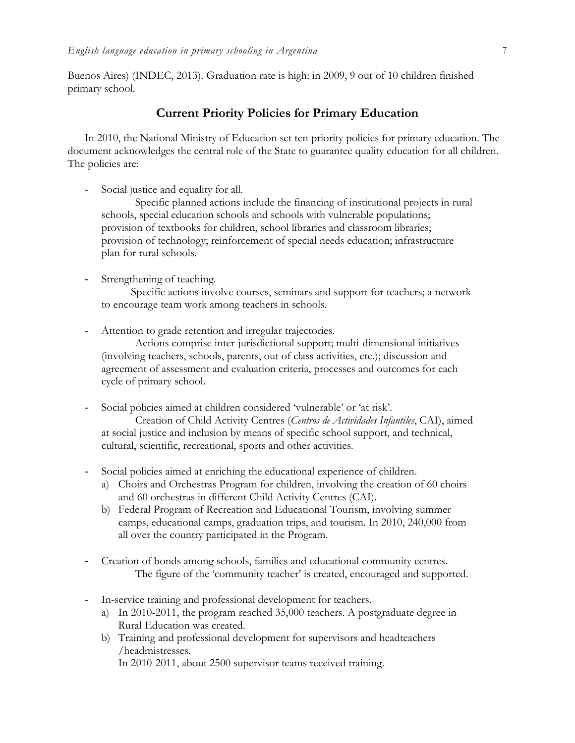Buenos Aires) (INDEC, 2013). Graduation rate is high: in 2009, 9 out of 10 children finished primary school.

## Current Priority Policies for Primary Education

In 2010, the National Ministry of Education set ten priority policies for primary education. The document acknowledges the central role of the State to guarantee quality education for all children. The policies are:

- Social justice and equality for all.
  Specific planned actions include the financing of institutional projects in rural schools, special education schools and schools with vulnerable populations; provision of textbooks for children, school libraries and classroom libraries; provision of technology; reinforcement of special needs education; infrastructure plan for rural schools.

- Strengthening of teaching.
  Specific actions involve courses, seminars and support for teachers; a network to encourage team work among teachers in schools.

- Attention to grade retention and irregular trajectories.
  Actions comprise inter-jurisdictional support; multi-dimensional initiatives (involving teachers, schools, parents, out of class activities, etc.); discussion and agreement of assessment and evaluation criteria, processes and outcomes for each cycle of primary school.

- Social policies aimed at children considered 'vulnerable' or 'at risk'.
  Creation of Child Activity Centres (*Centros de Actividades Infantiles*, CAI), aimed at social justice and inclusion by means of specific school support, and technical, cultural, scientific, recreational, sports and other activities.

- Social policies aimed at enriching the educational experience of children.
  a) Choirs and Orchestras Program for children, involving the creation of 60 choirs and 60 orchestras in different Child Activity Centres (CAI).
  b) Federal Program of Recreation and Educational Tourism, involving summer camps, educational camps, graduation trips, and tourism. In 2010, 240,000 from all over the country participated in the Program.

- Creation of bonds among schools, families and educational community centres.
  The figure of the 'community teacher' is created, encouraged and supported.

- In-service training and professional development for teachers.
  a) In 2010-2011, the program reached 35,000 teachers. A postgraduate degree in Rural Education was created.
  b) Training and professional development for supervisors and headteachers /headmistresses.
  In 2010-2011, about 2500 supervisor teams received training.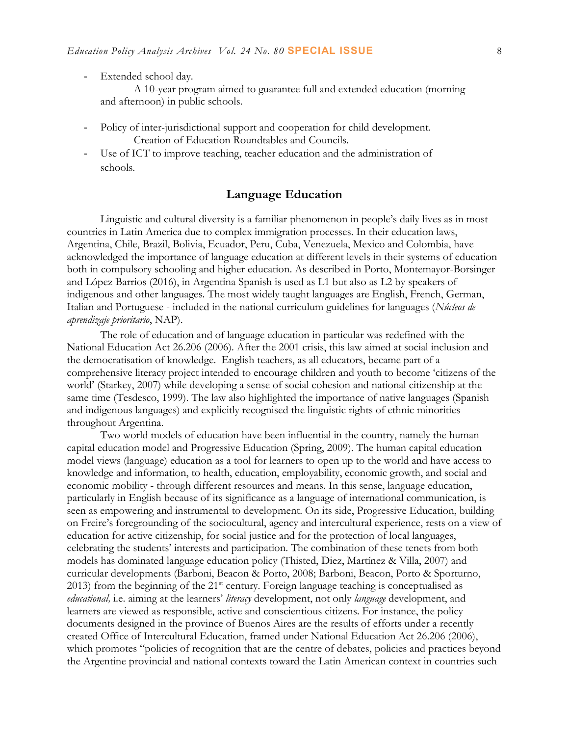- Extended school day.

  A 10-year program aimed to guarantee full and extended education (morning and afternoon) in public schools.

- Policy of inter-jurisdictional support and cooperation for child development.

  Creation of Education Roundtables and Councils.
- Use of ICT to improve teaching, teacher education and the administration of schools.

## Language Education

Linguistic and cultural diversity is a familiar phenomenon in people's daily lives as in most countries in Latin America due to complex immigration processes. In their education laws, Argentina, Chile, Brazil, Bolivia, Ecuador, Peru, Cuba, Venezuela, Mexico and Colombia, have acknowledged the importance of language education at different levels in their systems of education both in compulsory schooling and higher education. As described in Porto, Montemayor-Borsinger and López Barrios (2016), in Argentina Spanish is used as L1 but also as L2 by speakers of indigenous and other languages. The most widely taught languages are English, French, German, Italian and Portuguese - included in the national curriculum guidelines for languages (*Núcleos de aprendizaje prioritario*, NAP).

The role of education and of language education in particular was redefined with the National Education Act 26.206 (2006). After the 2001 crisis, this law aimed at social inclusion and the democratisation of knowledge. English teachers, as all educators, became part of a comprehensive literacy project intended to encourage children and youth to become 'citizens of the world' (Starkey, 2007) while developing a sense of social cohesion and national citizenship at the same time (Tesdesco, 1999). The law also highlighted the importance of native languages (Spanish and indigenous languages) and explicitly recognised the linguistic rights of ethnic minorities throughout Argentina.

Two world models of education have been influential in the country, namely the human capital education model and Progressive Education (Spring, 2009). The human capital education model views (language) education as a tool for learners to open up to the world and have access to knowledge and information, to health, education, employability, economic growth, and social and economic mobility - through different resources and means. In this sense, language education, particularly in English because of its significance as a language of international communication, is seen as empowering and instrumental to development. On its side, Progressive Education, building on Freire's foregrounding of the sociocultural, agency and intercultural experience, rests on a view of education for active citizenship, for social justice and for the protection of local languages, celebrating the students' interests and participation. The combination of these tenets from both models has dominated language education policy (Thisted, Diez, Martínez & Villa, 2007) and curricular developments (Barboni, Beacon & Porto, 2008; Barboni, Beacon, Porto & Sporturno, 2013) from the beginning of the 21st century. Foreign language teaching is conceptualised as *educational,* i.e. aiming at the learners' *literacy* development, not only *language* development, and learners are viewed as responsible, active and conscientious citizens. For instance, the policy documents designed in the province of Buenos Aires are the results of efforts under a recently created Office of Intercultural Education, framed under National Education Act 26.206 (2006), which promotes "policies of recognition that are the centre of debates, policies and practices beyond the Argentine provincial and national contexts toward the Latin American context in countries such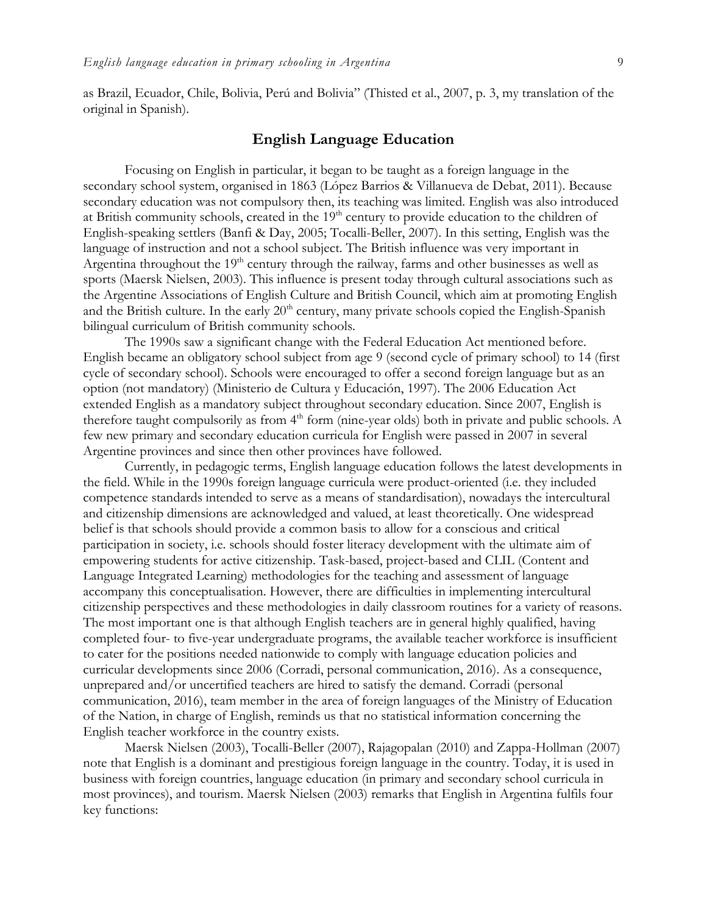as Brazil, Ecuador, Chile, Bolivia, Perú and Bolivia" (Thisted et al., 2007, p. 3, my translation of the original in Spanish).

## English Language Education

Focusing on English in particular, it began to be taught as a foreign language in the secondary school system, organised in 1863 (López Barrios & Villanueva de Debat, 2011). Because secondary education was not compulsory then, its teaching was limited. English was also introduced at British community schools, created in the 19th century to provide education to the children of English-speaking settlers (Banfi & Day, 2005; Tocalli-Beller, 2007). In this setting, English was the language of instruction and not a school subject. The British influence was very important in Argentina throughout the 19th century through the railway, farms and other businesses as well as sports (Maersk Nielsen, 2003). This influence is present today through cultural associations such as the Argentine Associations of English Culture and British Council, which aim at promoting English and the British culture. In the early 20th century, many private schools copied the English-Spanish bilingual curriculum of British community schools.

The 1990s saw a significant change with the Federal Education Act mentioned before. English became an obligatory school subject from age 9 (second cycle of primary school) to 14 (first cycle of secondary school). Schools were encouraged to offer a second foreign language but as an option (not mandatory) (Ministerio de Cultura y Educación, 1997). The 2006 Education Act extended English as a mandatory subject throughout secondary education. Since 2007, English is therefore taught compulsorily as from 4th form (nine-year olds) both in private and public schools. A few new primary and secondary education curricula for English were passed in 2007 in several Argentine provinces and since then other provinces have followed.

Currently, in pedagogic terms, English language education follows the latest developments in the field. While in the 1990s foreign language curricula were product-oriented (i.e. they included competence standards intended to serve as a means of standardisation), nowadays the intercultural and citizenship dimensions are acknowledged and valued, at least theoretically. One widespread belief is that schools should provide a common basis to allow for a conscious and critical participation in society, i.e. schools should foster literacy development with the ultimate aim of empowering students for active citizenship. Task-based, project-based and CLIL (Content and Language Integrated Learning) methodologies for the teaching and assessment of language accompany this conceptualisation. However, there are difficulties in implementing intercultural citizenship perspectives and these methodologies in daily classroom routines for a variety of reasons. The most important one is that although English teachers are in general highly qualified, having completed four- to five-year undergraduate programs, the available teacher workforce is insufficient to cater for the positions needed nationwide to comply with language education policies and curricular developments since 2006 (Corradi, personal communication, 2016). As a consequence, unprepared and/or uncertified teachers are hired to satisfy the demand. Corradi (personal communication, 2016), team member in the area of foreign languages of the Ministry of Education of the Nation, in charge of English, reminds us that no statistical information concerning the English teacher workforce in the country exists.

Maersk Nielsen (2003), Tocalli-Beller (2007), Rajagopalan (2010) and Zappa-Hollman (2007) note that English is a dominant and prestigious foreign language in the country. Today, it is used in business with foreign countries, language education (in primary and secondary school curricula in most provinces), and tourism. Maersk Nielsen (2003) remarks that English in Argentina fulfils four key functions: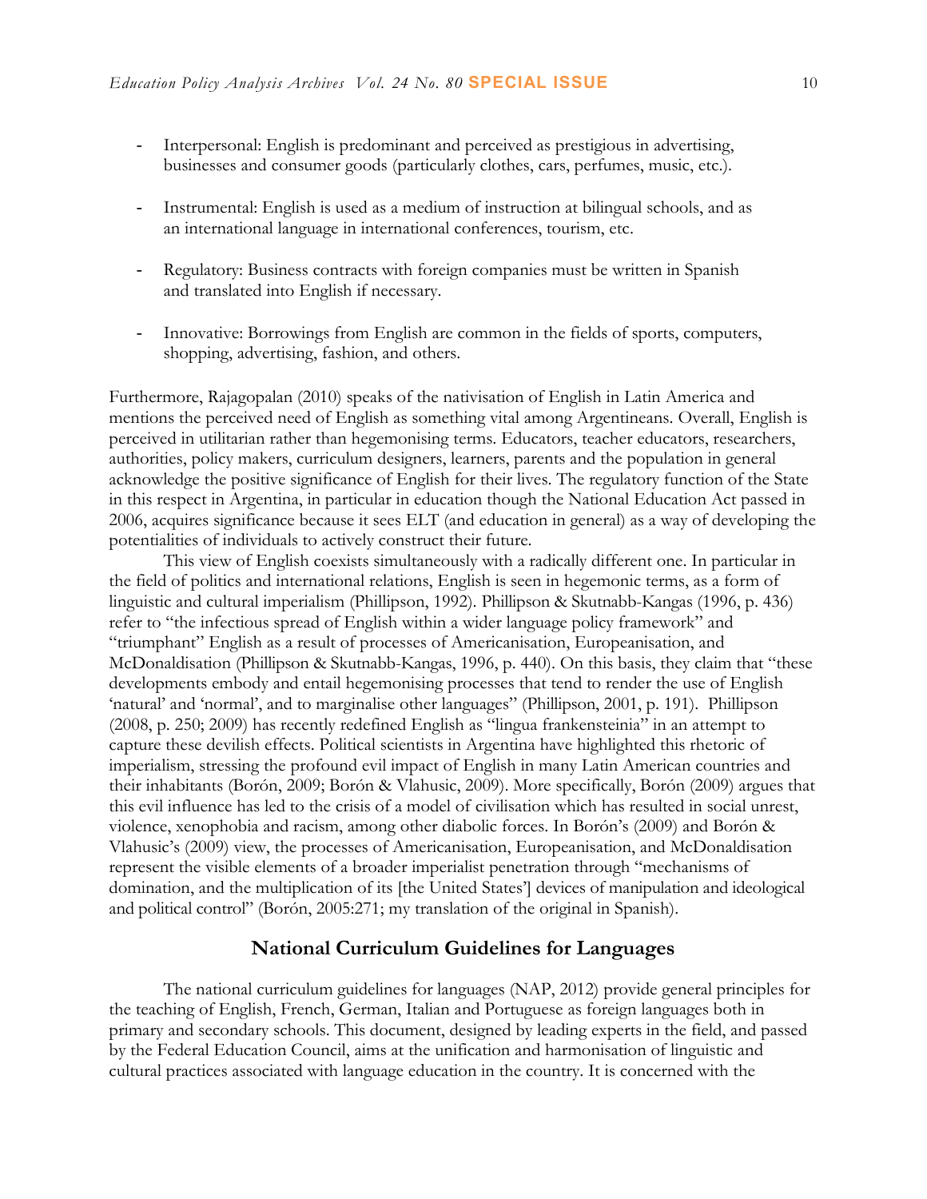- Interpersonal: English is predominant and perceived as prestigious in advertising, businesses and consumer goods (particularly clothes, cars, perfumes, music, etc.).

- Instrumental: English is used as a medium of instruction at bilingual schools, and as an international language in international conferences, tourism, etc.

- Regulatory: Business contracts with foreign companies must be written in Spanish and translated into English if necessary.

- Innovative: Borrowings from English are common in the fields of sports, computers, shopping, advertising, fashion, and others.

Furthermore, Rajagopalan (2010) speaks of the nativisation of English in Latin America and mentions the perceived need of English as something vital among Argentineans. Overall, English is perceived in utilitarian rather than hegemonising terms. Educators, teacher educators, researchers, authorities, policy makers, curriculum designers, learners, parents and the population in general acknowledge the positive significance of English for their lives. The regulatory function of the State in this respect in Argentina, in particular in education though the National Education Act passed in 2006, acquires significance because it sees ELT (and education in general) as a way of developing the potentialities of individuals to actively construct their future.

This view of English coexists simultaneously with a radically different one. In particular in the field of politics and international relations, English is seen in hegemonic terms, as a form of linguistic and cultural imperialism (Phillipson, 1992). Phillipson & Skutnabb-Kangas (1996, p. 436) refer to "the infectious spread of English within a wider language policy framework" and "triumphant" English as a result of processes of Americanisation, Europeanisation, and McDonaldisation (Phillipson & Skutnabb-Kangas, 1996, p. 440). On this basis, they claim that "these developments embody and entail hegemonising processes that tend to render the use of English 'natural' and 'normal', and to marginalise other languages" (Phillipson, 2001, p. 191). Phillipson (2008, p. 250; 2009) has recently redefined English as "lingua frankensteinia" in an attempt to capture these devilish effects. Political scientists in Argentina have highlighted this rhetoric of imperialism, stressing the profound evil impact of English in many Latin American countries and their inhabitants (Borón, 2009; Borón & Vlahusic, 2009). More specifically, Borón (2009) argues that this evil influence has led to the crisis of a model of civilisation which has resulted in social unrest, violence, xenophobia and racism, among other diabolic forces. In Borón's (2009) and Borón & Vlahusic's (2009) view, the processes of Americanisation, Europeanisation, and McDonaldisation represent the visible elements of a broader imperialist penetration through "mechanisms of domination, and the multiplication of its [the United States'] devices of manipulation and ideological and political control" (Borón, 2005:271; my translation of the original in Spanish).

## National Curriculum Guidelines for Languages

The national curriculum guidelines for languages (NAP, 2012) provide general principles for the teaching of English, French, German, Italian and Portuguese as foreign languages both in primary and secondary schools. This document, designed by leading experts in the field, and passed by the Federal Education Council, aims at the unification and harmonisation of linguistic and cultural practices associated with language education in the country. It is concerned with the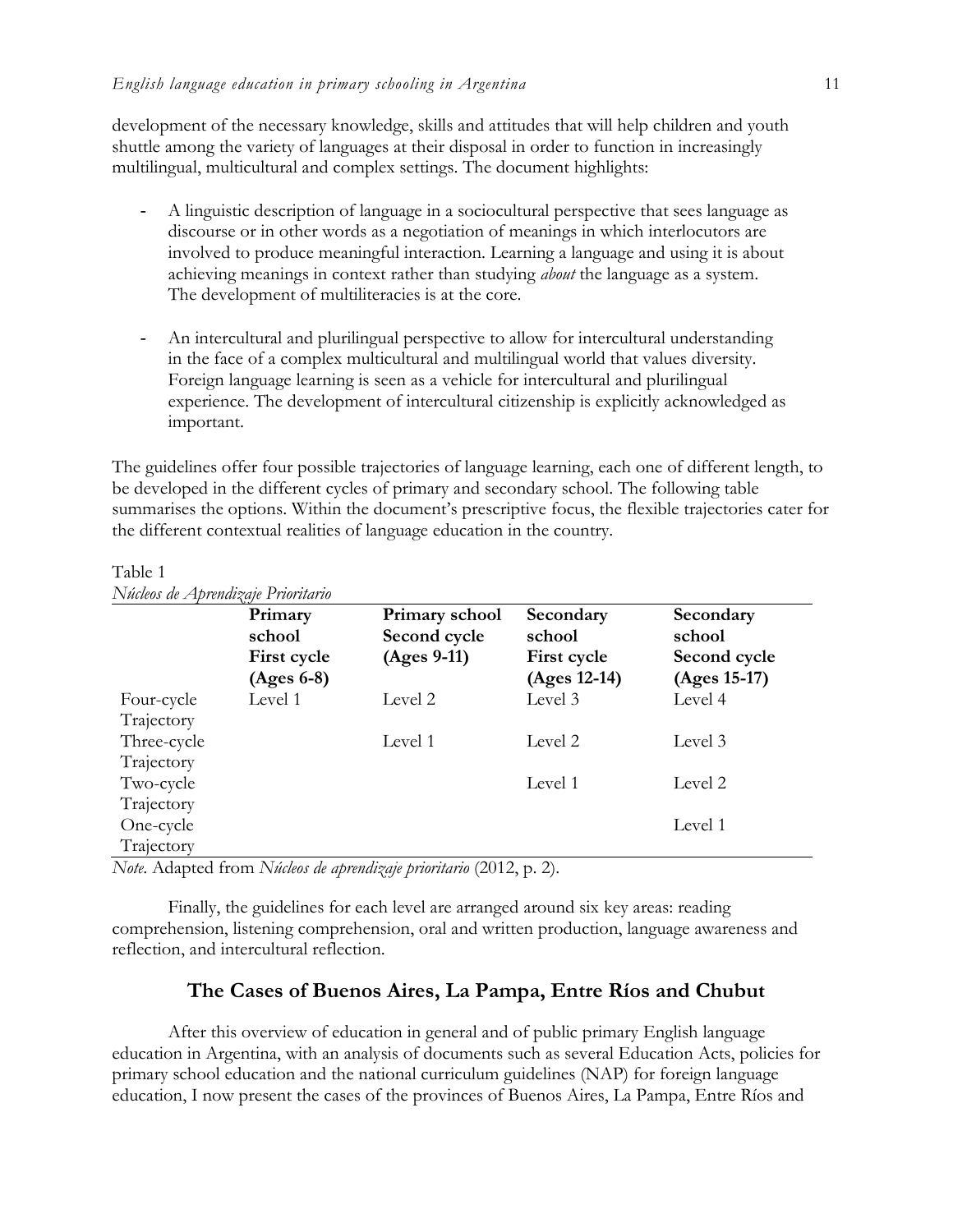development of the necessary knowledge, skills and attitudes that will help children and youth shuttle among the variety of languages at their disposal in order to function in increasingly multilingual, multicultural and complex settings. The document highlights:

- A linguistic description of language in a sociocultural perspective that sees language as discourse or in other words as a negotiation of meanings in which interlocutors are involved to produce meaningful interaction. Learning a language and using it is about achieving meanings in context rather than studying *about* the language as a system. The development of multiliteracies is at the core.

- An intercultural and plurilingual perspective to allow for intercultural understanding in the face of a complex multicultural and multilingual world that values diversity. Foreign language learning is seen as a vehicle for intercultural and plurilingual experience. The development of intercultural citizenship is explicitly acknowledged as important.

The guidelines offer four possible trajectories of language learning, each one of different length, to be developed in the different cycles of primary and secondary school. The following table summarises the options. Within the document's prescriptive focus, the flexible trajectories cater for the different contextual realities of language education in the country.

Table 1
*Núcleos de Aprendizaje Prioritario*

| | **Primary school First cycle (Ages 6-8)** | **Primary school Second cycle (Ages 9-11)** | **Secondary school First cycle (Ages 12-14)** | **Secondary school Second cycle (Ages 15-17)** |
|---|---|---|---|---|
| Four-cycle Trajectory | Level 1 | Level 2 | Level 3 | Level 4 |
| Three-cycle Trajectory | | Level 1 | Level 2 | Level 3 |
| Two-cycle Trajectory | | | Level 1 | Level 2 |
| One-cycle Trajectory | | | | Level 1 |

*Note*. Adapted from *Núcleos de aprendizaje prioritario* (2012, p. 2).

Finally, the guidelines for each level are arranged around six key areas: reading comprehension, listening comprehension, oral and written production, language awareness and reflection, and intercultural reflection.

## The Cases of Buenos Aires, La Pampa, Entre Ríos and Chubut

After this overview of education in general and of public primary English language education in Argentina, with an analysis of documents such as several Education Acts, policies for primary school education and the national curriculum guidelines (NAP) for foreign language education, I now present the cases of the provinces of Buenos Aires, La Pampa, Entre Ríos and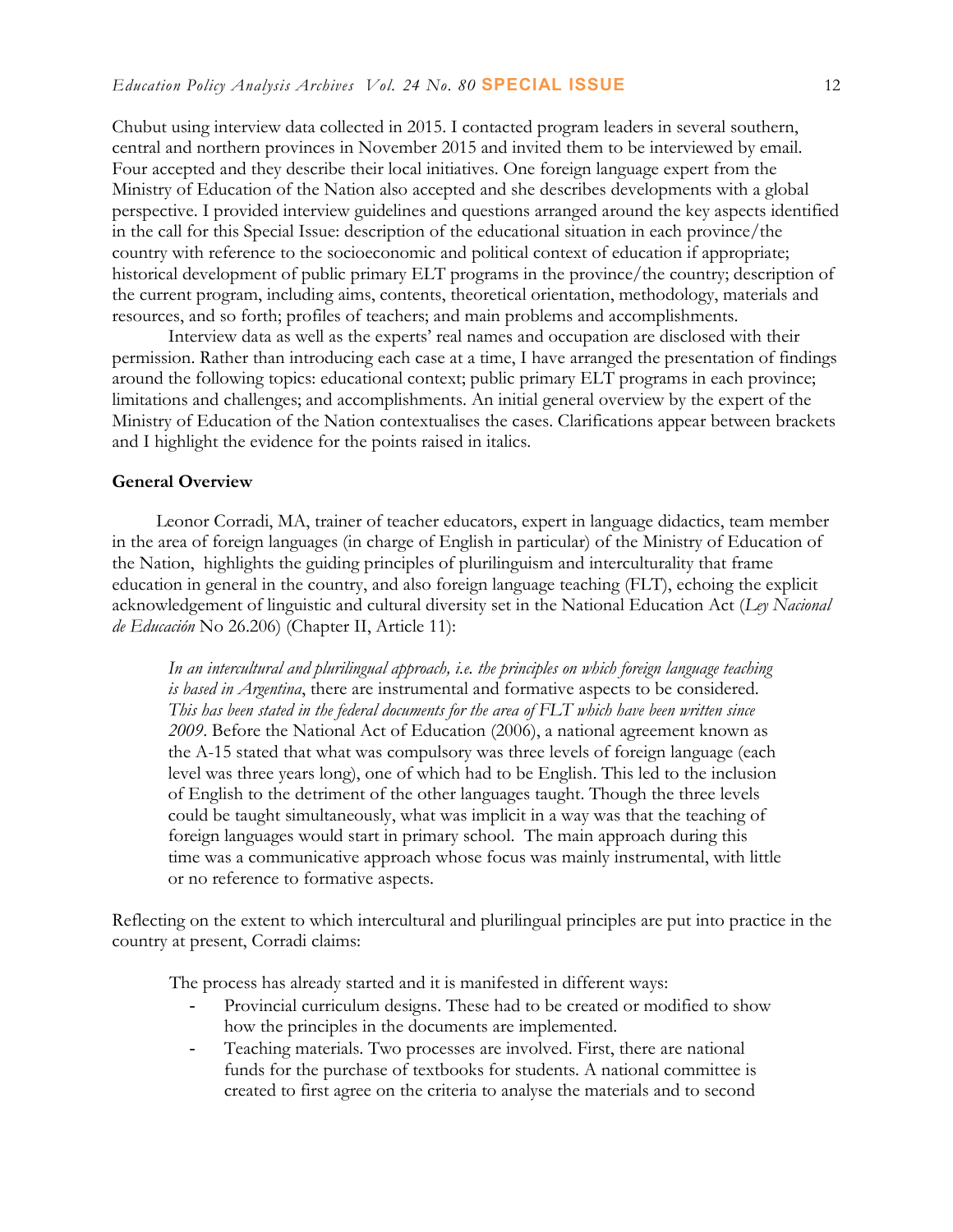Chubut using interview data collected in 2015. I contacted program leaders in several southern, central and northern provinces in November 2015 and invited them to be interviewed by email. Four accepted and they describe their local initiatives. One foreign language expert from the Ministry of Education of the Nation also accepted and she describes developments with a global perspective. I provided interview guidelines and questions arranged around the key aspects identified in the call for this Special Issue: description of the educational situation in each province/the country with reference to the socioeconomic and political context of education if appropriate; historical development of public primary ELT programs in the province/the country; description of the current program, including aims, contents, theoretical orientation, methodology, materials and resources, and so forth; profiles of teachers; and main problems and accomplishments.

Interview data as well as the experts' real names and occupation are disclosed with their permission. Rather than introducing each case at a time, I have arranged the presentation of findings around the following topics: educational context; public primary ELT programs in each province; limitations and challenges; and accomplishments. An initial general overview by the expert of the Ministry of Education of the Nation contextualises the cases. Clarifications appear between brackets and I highlight the evidence for the points raised in italics.

**General Overview**

Leonor Corradi, MA, trainer of teacher educators, expert in language didactics, team member in the area of foreign languages (in charge of English in particular) of the Ministry of Education of the Nation, highlights the guiding principles of plurilinguism and interculturality that frame education in general in the country, and also foreign language teaching (FLT), echoing the explicit acknowledgement of linguistic and cultural diversity set in the National Education Act (*Ley Nacional de Educación* No 26.206) (Chapter II, Article 11):

> *In an intercultural and plurilingual approach, i.e. the principles on which foreign language teaching is based in Argentina*, there are instrumental and formative aspects to be considered. *This has been stated in the federal documents for the area of FLT which have been written since 2009*. Before the National Act of Education (2006), a national agreement known as the A-15 stated that what was compulsory was three levels of foreign language (each level was three years long), one of which had to be English. This led to the inclusion of English to the detriment of the other languages taught. Though the three levels could be taught simultaneously, what was implicit in a way was that the teaching of foreign languages would start in primary school. The main approach during this time was a communicative approach whose focus was mainly instrumental, with little or no reference to formative aspects.

Reflecting on the extent to which intercultural and plurilingual principles are put into practice in the country at present, Corradi claims:

> The process has already started and it is manifested in different ways:
>
> - Provincial curriculum designs. These had to be created or modified to show how the principles in the documents are implemented.
> - Teaching materials. Two processes are involved. First, there are national funds for the purchase of textbooks for students. A national committee is created to first agree on the criteria to analyse the materials and to second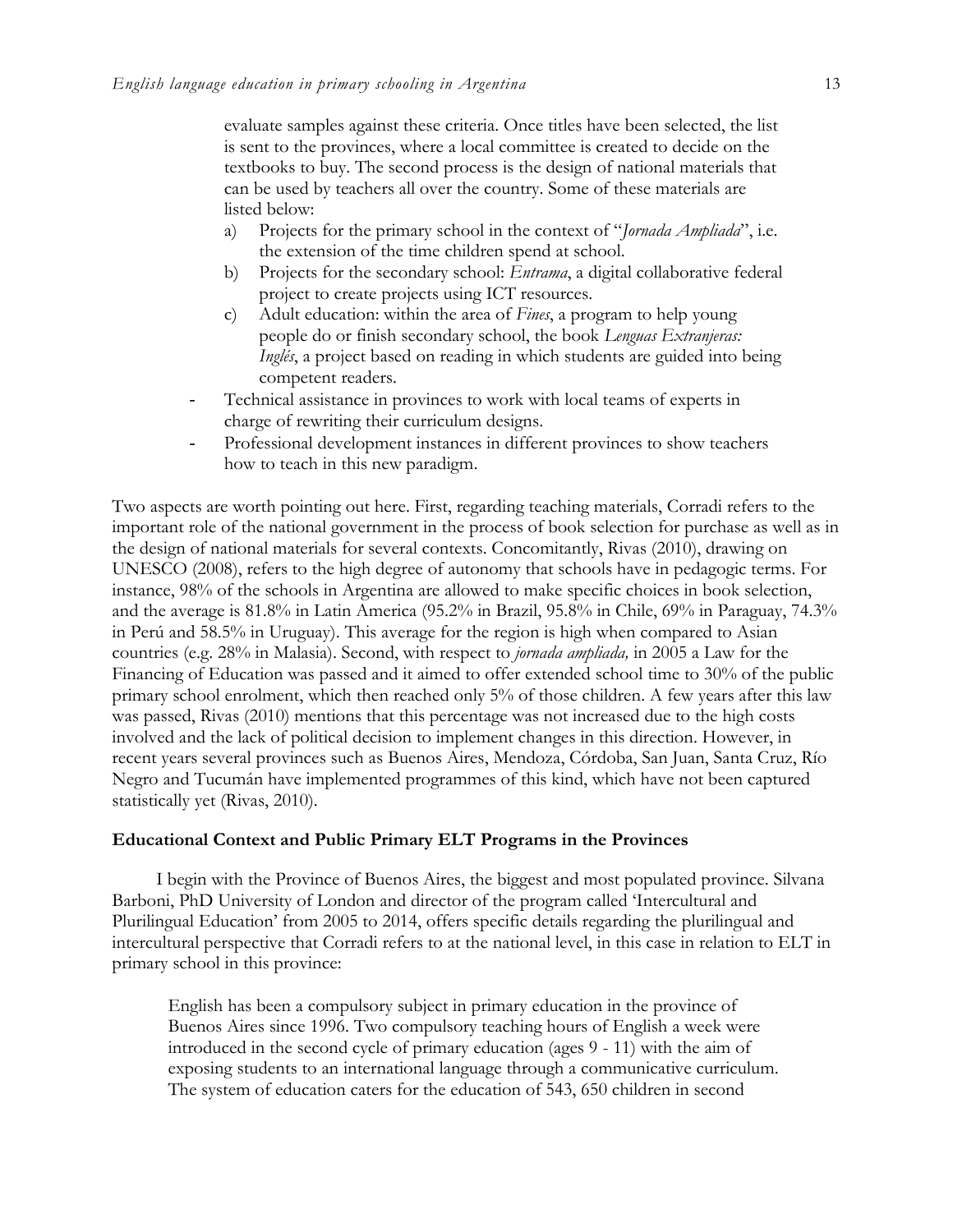> evaluate samples against these criteria. Once titles have been selected, the list is sent to the provinces, where a local committee is created to decide on the textbooks to buy. The second process is the design of national materials that can be used by teachers all over the country. Some of these materials are listed below:
>
> a) Projects for the primary school in the context of "*Jornada Ampliada*", i.e. the extension of the time children spend at school.
> b) Projects for the secondary school: *Entrama*, a digital collaborative federal project to create projects using ICT resources.
> c) Adult education: within the area of *Fines*, a program to help young people do or finish secondary school, the book *Lenguas Extranjeras: Inglés*, a project based on reading in which students are guided into being competent readers.
>
> - Technical assistance in provinces to work with local teams of experts in charge of rewriting their curriculum designs.
> - Professional development instances in different provinces to show teachers how to teach in this new paradigm.

Two aspects are worth pointing out here. First, regarding teaching materials, Corradi refers to the important role of the national government in the process of book selection for purchase as well as in the design of national materials for several contexts. Concomitantly, Rivas (2010), drawing on UNESCO (2008), refers to the high degree of autonomy that schools have in pedagogic terms. For instance, 98% of the schools in Argentina are allowed to make specific choices in book selection, and the average is 81.8% in Latin America (95.2% in Brazil, 95.8% in Chile, 69% in Paraguay, 74.3% in Perú and 58.5% in Uruguay). This average for the region is high when compared to Asian countries (e.g. 28% in Malasia). Second, with respect to *jornada ampliada,* in 2005 a Law for the Financing of Education was passed and it aimed to offer extended school time to 30% of the public primary school enrolment, which then reached only 5% of those children. A few years after this law was passed, Rivas (2010) mentions that this percentage was not increased due to the high costs involved and the lack of political decision to implement changes in this direction. However, in recent years several provinces such as Buenos Aires, Mendoza, Córdoba, San Juan, Santa Cruz, Río Negro and Tucumán have implemented programmes of this kind, which have not been captured statistically yet (Rivas, 2010).

**Educational Context and Public Primary ELT Programs in the Provinces**

I begin with the Province of Buenos Aires, the biggest and most populated province. Silvana Barboni, PhD University of London and director of the program called 'Intercultural and Plurilingual Education' from 2005 to 2014, offers specific details regarding the plurilingual and intercultural perspective that Corradi refers to at the national level, in this case in relation to ELT in primary school in this province:

> English has been a compulsory subject in primary education in the province of Buenos Aires since 1996. Two compulsory teaching hours of English a week were introduced in the second cycle of primary education (ages 9 - 11) with the aim of exposing students to an international language through a communicative curriculum. The system of education caters for the education of 543, 650 children in second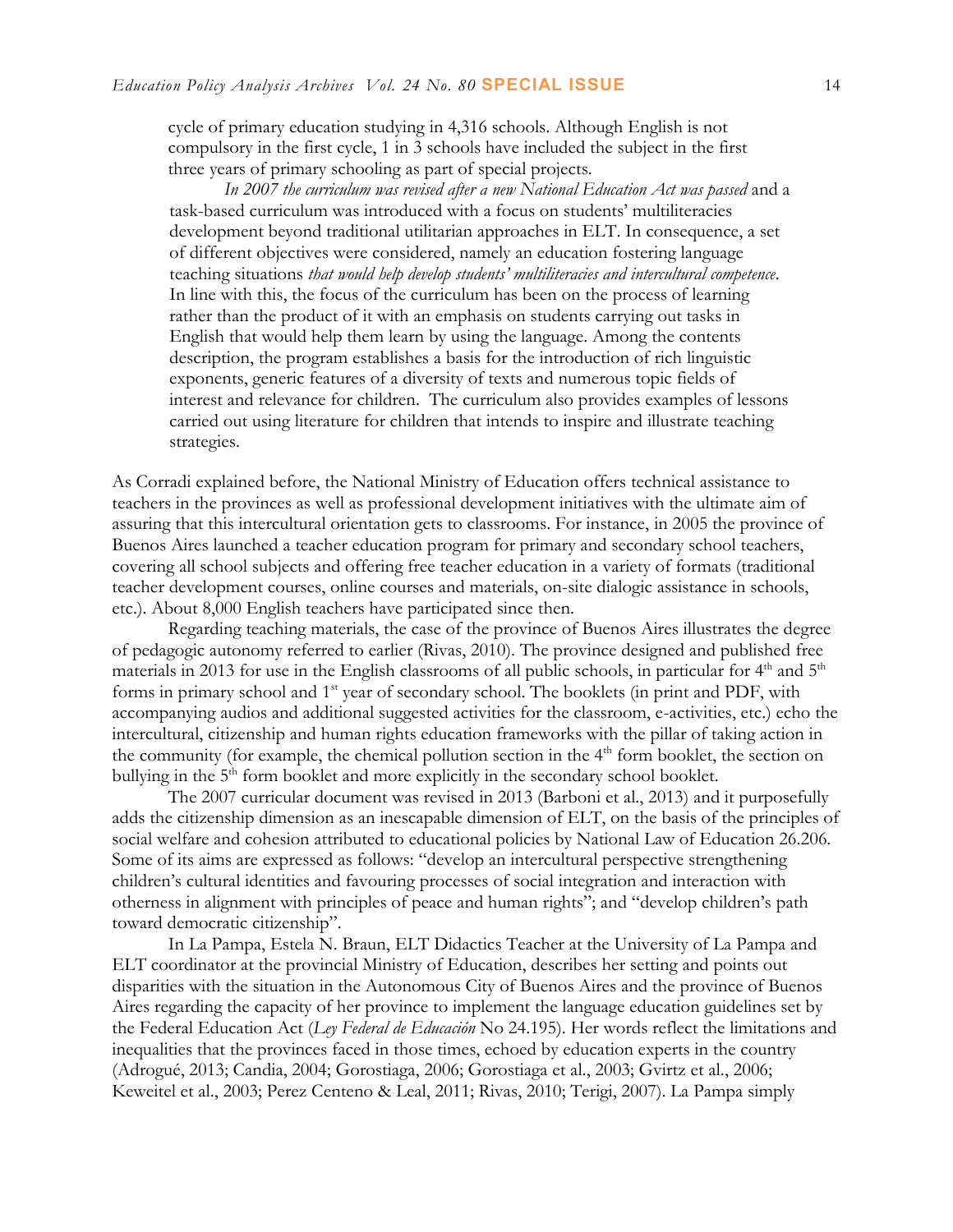> cycle of primary education studying in 4,316 schools. Although English is not compulsory in the first cycle, 1 in 3 schools have included the subject in the first three years of primary schooling as part of special projects.
>
> *In 2007 the curriculum was revised after a new National Education Act was passed* and a task-based curriculum was introduced with a focus on students' multiliteracies development beyond traditional utilitarian approaches in ELT. In consequence, a set of different objectives were considered, namely an education fostering language teaching situations *that would help develop students' multiliteracies and intercultural competence*. In line with this, the focus of the curriculum has been on the process of learning rather than the product of it with an emphasis on students carrying out tasks in English that would help them learn by using the language. Among the contents description, the program establishes a basis for the introduction of rich linguistic exponents, generic features of a diversity of texts and numerous topic fields of interest and relevance for children. The curriculum also provides examples of lessons carried out using literature for children that intends to inspire and illustrate teaching strategies.

As Corradi explained before, the National Ministry of Education offers technical assistance to teachers in the provinces as well as professional development initiatives with the ultimate aim of assuring that this intercultural orientation gets to classrooms. For instance, in 2005 the province of Buenos Aires launched a teacher education program for primary and secondary school teachers, covering all school subjects and offering free teacher education in a variety of formats (traditional teacher development courses, online courses and materials, on-site dialogic assistance in schools, etc.). About 8,000 English teachers have participated since then.

Regarding teaching materials, the case of the province of Buenos Aires illustrates the degree of pedagogic autonomy referred to earlier (Rivas, 2010). The province designed and published free materials in 2013 for use in the English classrooms of all public schools, in particular for 4th and 5th forms in primary school and 1st year of secondary school. The booklets (in print and PDF, with accompanying audios and additional suggested activities for the classroom, e-activities, etc.) echo the intercultural, citizenship and human rights education frameworks with the pillar of taking action in the community (for example, the chemical pollution section in the 4th form booklet, the section on bullying in the 5th form booklet and more explicitly in the secondary school booklet.

The 2007 curricular document was revised in 2013 (Barboni et al., 2013) and it purposefully adds the citizenship dimension as an inescapable dimension of ELT, on the basis of the principles of social welfare and cohesion attributed to educational policies by National Law of Education 26.206. Some of its aims are expressed as follows: "develop an intercultural perspective strengthening children's cultural identities and favouring processes of social integration and interaction with otherness in alignment with principles of peace and human rights"; and "develop children's path toward democratic citizenship".

In La Pampa, Estela N. Braun, ELT Didactics Teacher at the University of La Pampa and ELT coordinator at the provincial Ministry of Education, describes her setting and points out disparities with the situation in the Autonomous City of Buenos Aires and the province of Buenos Aires regarding the capacity of her province to implement the language education guidelines set by the Federal Education Act (*Ley Federal de Educación* No 24.195). Her words reflect the limitations and inequalities that the provinces faced in those times, echoed by education experts in the country (Adrogué, 2013; Candia, 2004; Gorostiaga, 2006; Gorostiaga et al., 2003; Gvirtz et al., 2006; Keweitel et al., 2003; Perez Centeno & Leal, 2011; Rivas, 2010; Terigi, 2007). La Pampa simply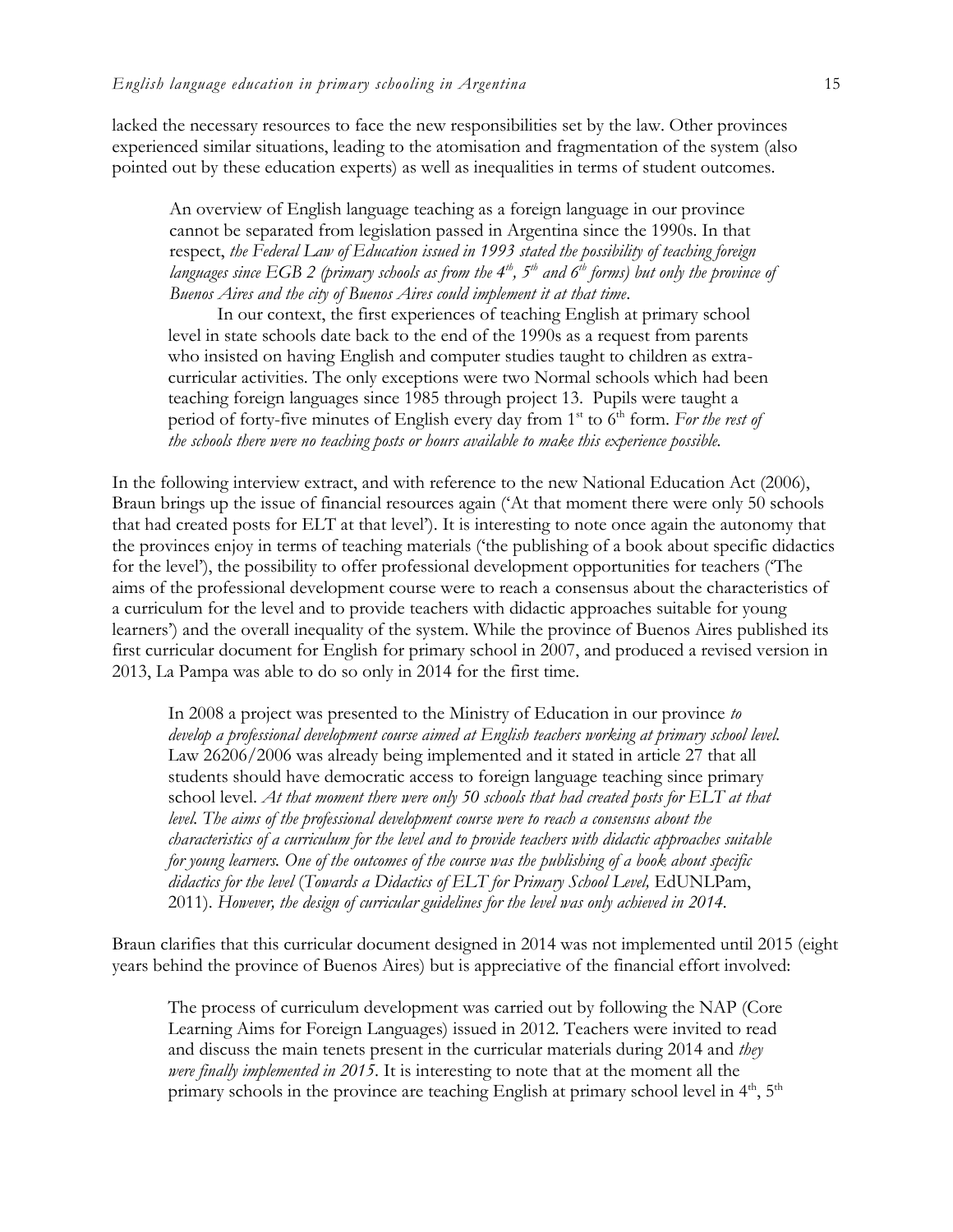lacked the necessary resources to face the new responsibilities set by the law. Other provinces experienced similar situations, leading to the atomisation and fragmentation of the system (also pointed out by these education experts) as well as inequalities in terms of student outcomes.

> An overview of English language teaching as a foreign language in our province cannot be separated from legislation passed in Argentina since the 1990s. In that respect, *the Federal Law of Education issued in 1993 stated the possibility of teaching foreign languages since EGB 2 (primary schools as from the 4th, 5th and 6th forms) but only the province of Buenos Aires and the city of Buenos Aires could implement it at that time*.
>
> In our context, the first experiences of teaching English at primary school level in state schools date back to the end of the 1990s as a request from parents who insisted on having English and computer studies taught to children as extra-curricular activities. The only exceptions were two Normal schools which had been teaching foreign languages since 1985 through project 13. Pupils were taught a period of forty-five minutes of English every day from 1st to 6th form. *For the rest of the schools there were no teaching posts or hours available to make this experience possible.*

In the following interview extract, and with reference to the new National Education Act (2006), Braun brings up the issue of financial resources again ('At that moment there were only 50 schools that had created posts for ELT at that level'). It is interesting to note once again the autonomy that the provinces enjoy in terms of teaching materials ('the publishing of a book about specific didactics for the level'), the possibility to offer professional development opportunities for teachers ('The aims of the professional development course were to reach a consensus about the characteristics of a curriculum for the level and to provide teachers with didactic approaches suitable for young learners') and the overall inequality of the system. While the province of Buenos Aires published its first curricular document for English for primary school in 2007, and produced a revised version in 2013, La Pampa was able to do so only in 2014 for the first time.

> In 2008 a project was presented to the Ministry of Education in our province *to develop a professional development course aimed at English teachers working at primary school level.* Law 26206/2006 was already being implemented and it stated in article 27 that all students should have democratic access to foreign language teaching since primary school level. *At that moment there were only 50 schools that had created posts for ELT at that level. The aims of the professional development course were to reach a consensus about the characteristics of a curriculum for the level and to provide teachers with didactic approaches suitable for young learners. One of the outcomes of the course was the publishing of a book about specific didactics for the level* (*Towards a Didactics of ELT for Primary School Level,* EdUNLPam, 2011). *However, the design of curricular guidelines for the level was only achieved in 2014*.

Braun clarifies that this curricular document designed in 2014 was not implemented until 2015 (eight years behind the province of Buenos Aires) but is appreciative of the financial effort involved:

> The process of curriculum development was carried out by following the NAP (Core Learning Aims for Foreign Languages) issued in 2012. Teachers were invited to read and discuss the main tenets present in the curricular materials during 2014 and *they were finally implemented in 2015*. It is interesting to note that at the moment all the primary schools in the province are teaching English at primary school level in 4th, 5th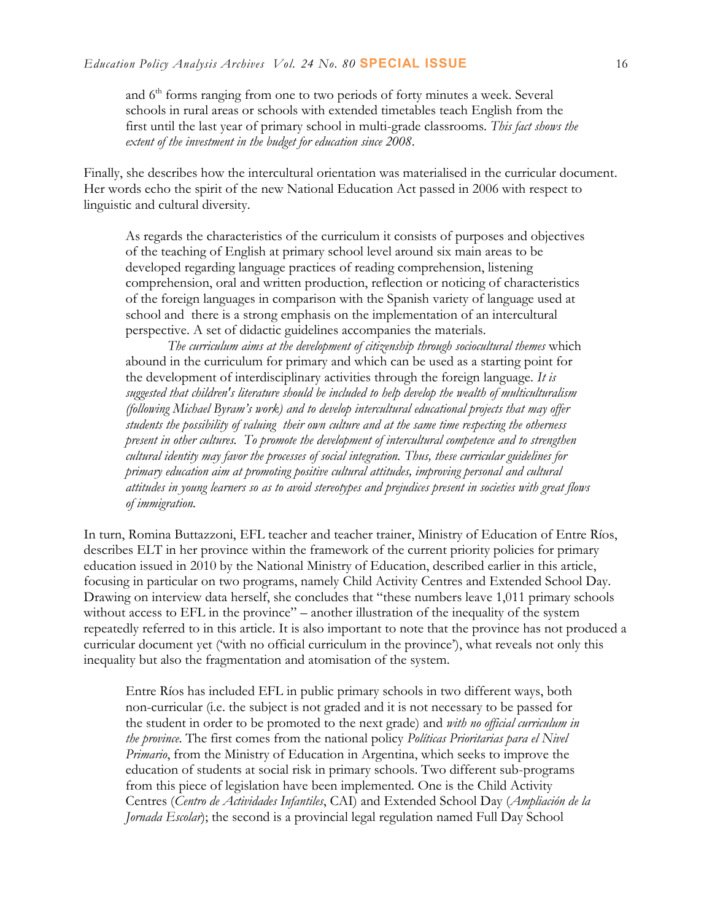and 6th forms ranging from one to two periods of forty minutes a week. Several schools in rural areas or schools with extended timetables teach English from the first until the last year of primary school in multi-grade classrooms. *This fact shows the extent of the investment in the budget for education since 2008*.

Finally, she describes how the intercultural orientation was materialised in the curricular document. Her words echo the spirit of the new National Education Act passed in 2006 with respect to linguistic and cultural diversity.

> As regards the characteristics of the curriculum it consists of purposes and objectives of the teaching of English at primary school level around six main areas to be developed regarding language practices of reading comprehension, listening comprehension, oral and written production, reflection or noticing of characteristics of the foreign languages in comparison with the Spanish variety of language used at school and there is a strong emphasis on the implementation of an intercultural perspective. A set of didactic guidelines accompanies the materials.
>
> *The curriculum aims at the development of citizenship through sociocultural themes* which abound in the curriculum for primary and which can be used as a starting point for the development of interdisciplinary activities through the foreign language. *It is suggested that children's literature should be included to help develop the wealth of multiculturalism (following Michael Byram's work) and to develop intercultural educational projects that may offer students the possibility of valuing their own culture and at the same time respecting the otherness present in other cultures. To promote the development of intercultural competence and to strengthen cultural identity may favor the processes of social integration. Thus, these curricular guidelines for primary education aim at promoting positive cultural attitudes, improving personal and cultural attitudes in young learners so as to avoid stereotypes and prejudices present in societies with great flows of immigration.*

In turn, Romina Buttazzoni, EFL teacher and teacher trainer, Ministry of Education of Entre Ríos, describes ELT in her province within the framework of the current priority policies for primary education issued in 2010 by the National Ministry of Education, described earlier in this article, focusing in particular on two programs, namely Child Activity Centres and Extended School Day. Drawing on interview data herself, she concludes that "these numbers leave 1,011 primary schools without access to EFL in the province" – another illustration of the inequality of the system repeatedly referred to in this article. It is also important to note that the province has not produced a curricular document yet ('with no official curriculum in the province'), what reveals not only this inequality but also the fragmentation and atomisation of the system.

> Entre Ríos has included EFL in public primary schools in two different ways, both non-curricular (i.e. the subject is not graded and it is not necessary to be passed for the student in order to be promoted to the next grade) and *with no official curriculum in the province*. The first comes from the national policy *Políticas Prioritarias para el Nivel Primario*, from the Ministry of Education in Argentina, which seeks to improve the education of students at social risk in primary schools. Two different sub-programs from this piece of legislation have been implemented. One is the Child Activity Centres (*Centro de Actividades Infantiles*, CAI) and Extended School Day (*Ampliación de la Jornada Escolar*); the second is a provincial legal regulation named Full Day School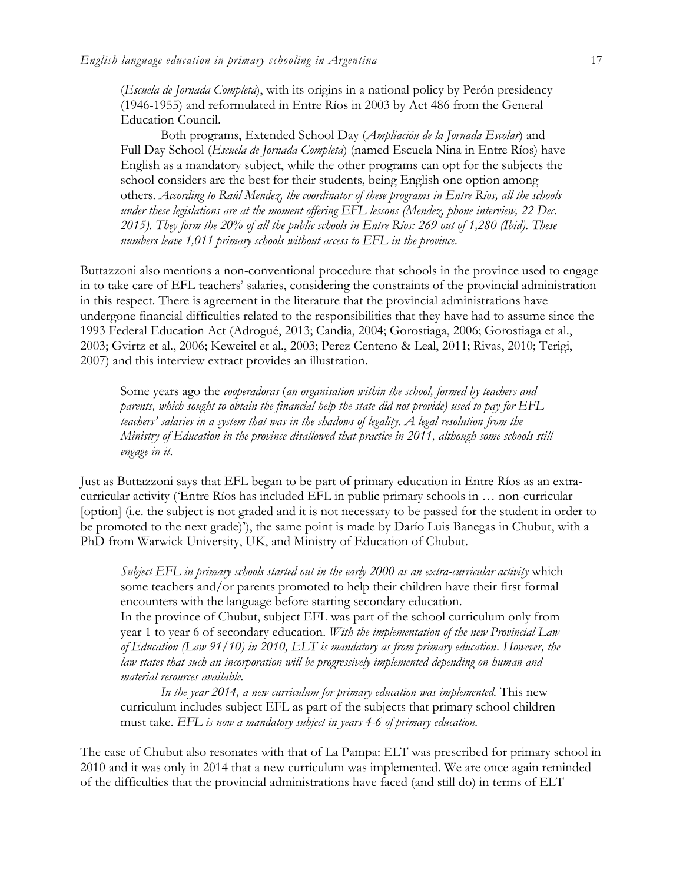(*Escuela de Jornada Completa*), with its origins in a national policy by Perón presidency (1946-1955) and reformulated in Entre Ríos in 2003 by Act 486 from the General Education Council.

> Both programs, Extended School Day (*Ampliación de la Jornada Escolar*) and Full Day School (*Escuela de Jornada Completa*) (named Escuela Nina in Entre Ríos) have English as a mandatory subject, while the other programs can opt for the subjects the school considers are the best for their students, being English one option among others. *According to Raúl Mendez, the coordinator of these programs in Entre Ríos, all the schools under these legislations are at the moment offering EFL lessons (Mendez, phone interview, 22 Dec. 2015). They form the 20% of all the public schools in Entre Ríos: 269 out of 1,280 (Ibid). These numbers leave 1,011 primary schools without access to EFL in the province.*

Buttazzoni also mentions a non-conventional procedure that schools in the province used to engage in to take care of EFL teachers' salaries, considering the constraints of the provincial administration in this respect. There is agreement in the literature that the provincial administrations have undergone financial difficulties related to the responsibilities that they have had to assume since the 1993 Federal Education Act (Adrogué, 2013; Candia, 2004; Gorostiaga, 2006; Gorostiaga et al., 2003; Gvirtz et al., 2006; Keweitel et al., 2003; Perez Centeno & Leal, 2011; Rivas, 2010; Terigi, 2007) and this interview extract provides an illustration.

> Some years ago the *cooperadoras* (*an organisation within the school, formed by teachers and parents, which sought to obtain the financial help the state did not provide) used to pay for EFL teachers' salaries in a system that was in the shadows of legality. A legal resolution from the Ministry of Education in the province disallowed that practice in 2011, although some schools still engage in it.*

Just as Buttazzoni says that EFL began to be part of primary education in Entre Ríos as an extra-curricular activity ('Entre Ríos has included EFL in public primary schools in … non-curricular [option] (i.e. the subject is not graded and it is not necessary to be passed for the student in order to be promoted to the next grade)'), the same point is made by Darío Luis Banegas in Chubut, with a PhD from Warwick University, UK, and Ministry of Education of Chubut.

> *Subject EFL in primary schools started out in the early 2000 as an extra-curricular activity* which some teachers and/or parents promoted to help their children have their first formal encounters with the language before starting secondary education.
> In the province of Chubut, subject EFL was part of the school curriculum only from year 1 to year 6 of secondary education. *With the implementation of the new Provincial Law of Education (Law 91/10) in 2010, ELT is mandatory as from primary education. However, the law states that such an incorporation will be progressively implemented depending on human and material resources available.*
>
> *In the year 2014, a new curriculum for primary education was implemented.* This new curriculum includes subject EFL as part of the subjects that primary school children must take. *EFL is now a mandatory subject in years 4-6 of primary education.*

The case of Chubut also resonates with that of La Pampa: ELT was prescribed for primary school in 2010 and it was only in 2014 that a new curriculum was implemented. We are once again reminded of the difficulties that the provincial administrations have faced (and still do) in terms of ELT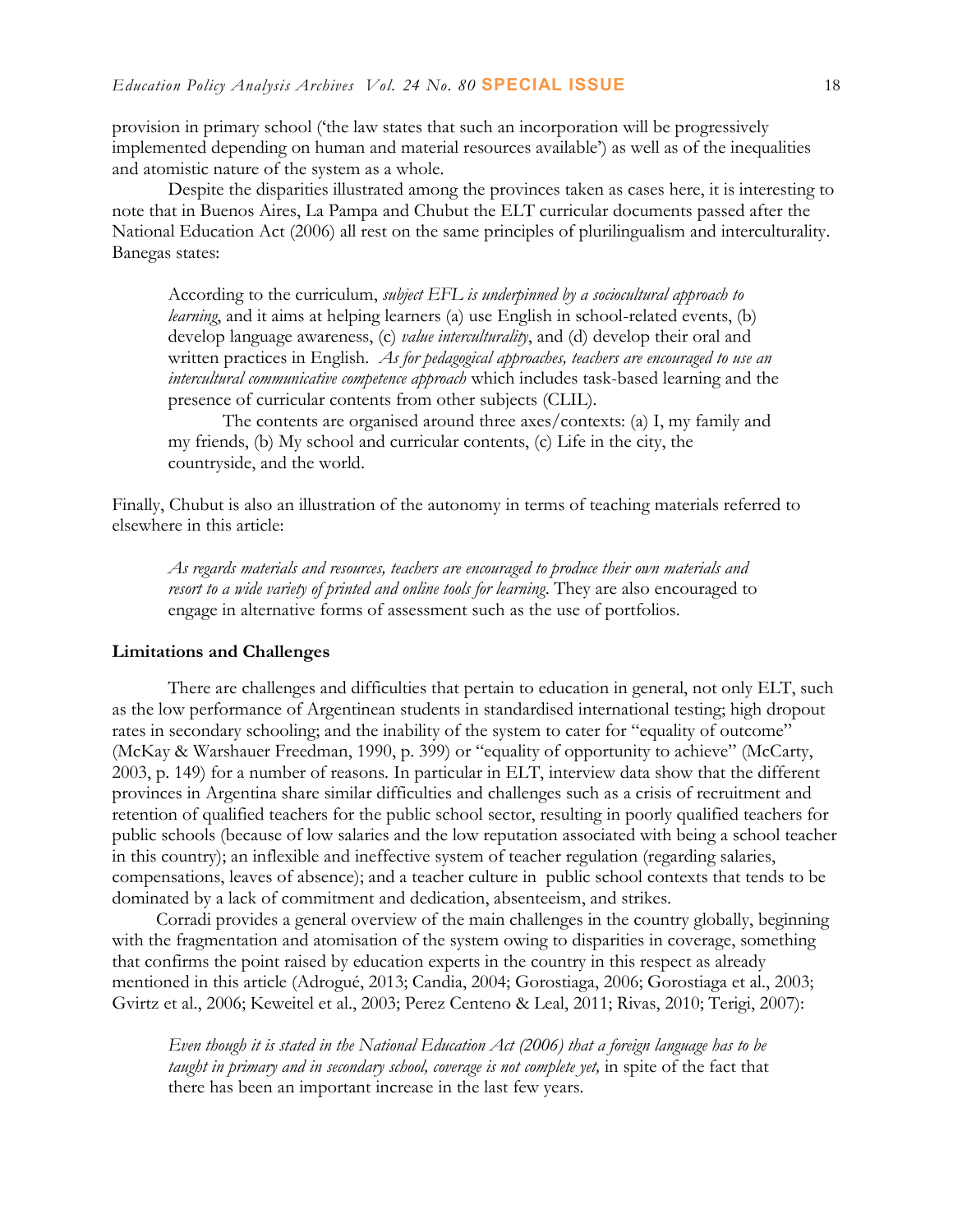provision in primary school ('the law states that such an incorporation will be progressively implemented depending on human and material resources available') as well as of the inequalities and atomistic nature of the system as a whole.

Despite the disparities illustrated among the provinces taken as cases here, it is interesting to note that in Buenos Aires, La Pampa and Chubut the ELT curricular documents passed after the National Education Act (2006) all rest on the same principles of plurilingualism and interculturality. Banegas states:

> According to the curriculum, *subject EFL is underpinned by a sociocultural approach to learning*, and it aims at helping learners (a) use English in school-related events, (b) develop language awareness, (c) *value interculturality*, and (d) develop their oral and written practices in English. *As for pedagogical approaches, teachers are encouraged to use an intercultural communicative competence approach* which includes task-based learning and the presence of curricular contents from other subjects (CLIL).
>
> The contents are organised around three axes/contexts: (a) I, my family and my friends, (b) My school and curricular contents, (c) Life in the city, the countryside, and the world.

Finally, Chubut is also an illustration of the autonomy in terms of teaching materials referred to elsewhere in this article:

> *As regards materials and resources, teachers are encouraged to produce their own materials and resort to a wide variety of printed and online tools for learning*. They are also encouraged to engage in alternative forms of assessment such as the use of portfolios.

### Limitations and Challenges

There are challenges and difficulties that pertain to education in general, not only ELT, such as the low performance of Argentinean students in standardised international testing; high dropout rates in secondary schooling; and the inability of the system to cater for "equality of outcome" (McKay & Warshauer Freedman, 1990, p. 399) or "equality of opportunity to achieve" (McCarty, 2003, p. 149) for a number of reasons. In particular in ELT, interview data show that the different provinces in Argentina share similar difficulties and challenges such as a crisis of recruitment and retention of qualified teachers for the public school sector, resulting in poorly qualified teachers for public schools (because of low salaries and the low reputation associated with being a school teacher in this country); an inflexible and ineffective system of teacher regulation (regarding salaries, compensations, leaves of absence); and a teacher culture in public school contexts that tends to be dominated by a lack of commitment and dedication, absenteeism, and strikes.

Corradi provides a general overview of the main challenges in the country globally, beginning with the fragmentation and atomisation of the system owing to disparities in coverage, something that confirms the point raised by education experts in the country in this respect as already mentioned in this article (Adrogué, 2013; Candia, 2004; Gorostiaga, 2006; Gorostiaga et al., 2003; Gvirtz et al., 2006; Keweitel et al., 2003; Perez Centeno & Leal, 2011; Rivas, 2010; Terigi, 2007):

> *Even though it is stated in the National Education Act (2006) that a foreign language has to be taught in primary and in secondary school, coverage is not complete yet,* in spite of the fact that there has been an important increase in the last few years.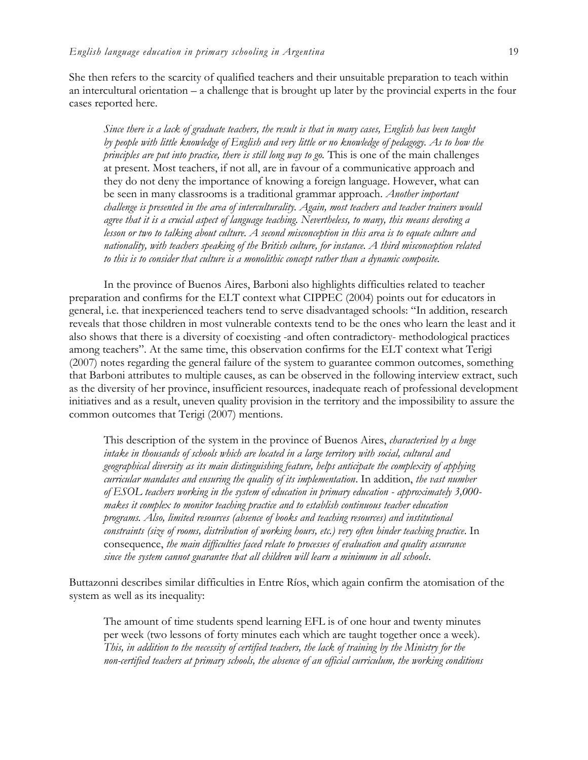She then refers to the scarcity of qualified teachers and their unsuitable preparation to teach within an intercultural orientation – a challenge that is brought up later by the provincial experts in the four cases reported here.

> *Since there is a lack of graduate teachers, the result is that in many cases, English has been taught by people with little knowledge of English and very little or no knowledge of pedagogy. As to how the principles are put into practice, there is still long way to go.* This is one of the main challenges at present. Most teachers, if not all, are in favour of a communicative approach and they do not deny the importance of knowing a foreign language. However, what can be seen in many classrooms is a traditional grammar approach. *Another important challenge is presented in the area of interculturality. Again, most teachers and teacher trainers would agree that it is a crucial aspect of language teaching. Nevertheless, to many, this means devoting a lesson or two to talking about culture. A second misconception in this area is to equate culture and nationality, with teachers speaking of the British culture, for instance. A third misconception related to this is to consider that culture is a monolithic concept rather than a dynamic composite.*

In the province of Buenos Aires, Barboni also highlights difficulties related to teacher preparation and confirms for the ELT context what CIPPEC (2004) points out for educators in general, i.e. that inexperienced teachers tend to serve disadvantaged schools: "In addition, research reveals that those children in most vulnerable contexts tend to be the ones who learn the least and it also shows that there is a diversity of coexisting -and often contradictory- methodological practices among teachers". At the same time, this observation confirms for the ELT context what Terigi (2007) notes regarding the general failure of the system to guarantee common outcomes, something that Barboni attributes to multiple causes, as can be observed in the following interview extract, such as the diversity of her province, insufficient resources, inadequate reach of professional development initiatives and as a result, uneven quality provision in the territory and the impossibility to assure the common outcomes that Terigi (2007) mentions.

> This description of the system in the province of Buenos Aires, *characterised by a huge intake in thousands of schools which are located in a large territory with social, cultural and geographical diversity as its main distinguishing feature, helps anticipate the complexity of applying curricular mandates and ensuring the quality of its implementation*. In addition, *the vast number of ESOL teachers working in the system of education in primary education - approximately 3,000- makes it complex to monitor teaching practice and to establish continuous teacher education programs. Also, limited resources (absence of books and teaching resources) and institutional constraints (size of rooms, distribution of working hours, etc.) very often hinder teaching practice*. In consequence, *the main difficulties faced relate to processes of evaluation and quality assurance since the system cannot guarantee that all children will learn a minimum in all schools*.

Buttazonni describes similar difficulties in Entre Ríos, which again confirm the atomisation of the system as well as its inequality:

> The amount of time students spend learning EFL is of one hour and twenty minutes per week (two lessons of forty minutes each which are taught together once a week). *This, in addition to the necessity of certified teachers, the lack of training by the Ministry for the non-certified teachers at primary schools, the absence of an official curriculum, the working conditions*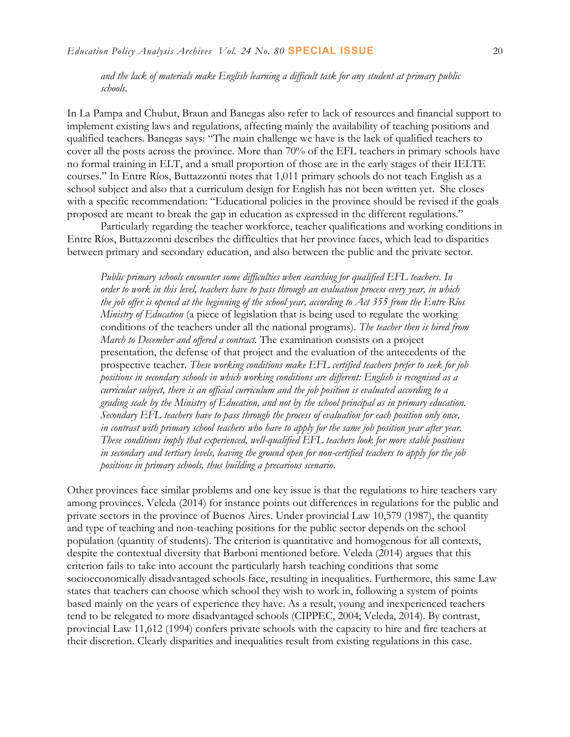> *and the lack of materials make English learning a difficult task for any student at primary public schools.*

In La Pampa and Chubut, Braun and Banegas also refer to lack of resources and financial support to implement existing laws and regulations, affecting mainly the availability of teaching positions and qualified teachers. Banegas says: "The main challenge we have is the lack of qualified teachers to cover all the posts across the province. More than 70% of the EFL teachers in primary schools have no formal training in ELT, and a small proportion of those are in the early stages of their IELTE courses." In Entre Ríos, Buttazzonni notes that 1,011 primary schools do not teach English as a school subject and also that a curriculum design for English has not been written yet. She closes with a specific recommendation: "Educational policies in the province should be revised if the goals proposed are meant to break the gap in education as expressed in the different regulations."

Particularly regarding the teacher workforce, teacher qualifications and working conditions in Entre Ríos, Buttazzonni describes the difficulties that her province faces, which lead to disparities between primary and secondary education, and also between the public and the private sector.

> *Public primary schools encounter some difficulties when searching for qualified EFL teachers. In order to work in this level, teachers have to pass through an evaluation process every year, in which the job offer is opened at the beginning of the school year, according to Act 355 from the Entre Ríos Ministry of Education* (a piece of legislation that is being used to regulate the working conditions of the teachers under all the national programs). *The teacher then is hired from March to December and offered a contract.* The examination consists on a project presentation, the defense of that project and the evaluation of the antecedents of the prospective teacher. *These working conditions make EFL certified teachers prefer to seek for job positions in secondary schools in which working conditions are different: English is recognised as a curricular subject, there is an official curriculum and the job position is evaluated according to a grading scale by the Ministry of Education, and not by the school principal as in primary education. Secondary EFL teachers have to pass through the process of evaluation for each position only once, in contrast with primary school teachers who have to apply for the same job position year after year. These conditions imply that experienced, well-qualified EFL teachers look for more stable positions in secondary and tertiary levels, leaving the ground open for non-certified teachers to apply for the job positions in primary schools, thus building a precarious scenario.*

Other provinces face similar problems and one key issue is that the regulations to hire teachers vary among provinces. Veleda (2014) for instance points out differences in regulations for the public and private sectors in the province of Buenos Aires. Under provincial Law 10,579 (1987), the quantity and type of teaching and non-teaching positions for the public sector depends on the school population (quantity of students). The criterion is quantitative and homogenous for all contexts, despite the contextual diversity that Barboni mentioned before. Veleda (2014) argues that this criterion fails to take into account the particularly harsh teaching conditions that some socioeconomically disadvantaged schools face, resulting in inequalities. Furthermore, this same Law states that teachers can choose which school they wish to work in, following a system of points based mainly on the years of experience they have. As a result, young and inexperienced teachers tend to be relegated to more disadvantaged schools (CIPPEC, 2004; Veleda, 2014). By contrast, provincial Law 11,612 (1994) confers private schools with the capacity to hire and fire teachers at their discretion. Clearly disparities and inequalities result from existing regulations in this case.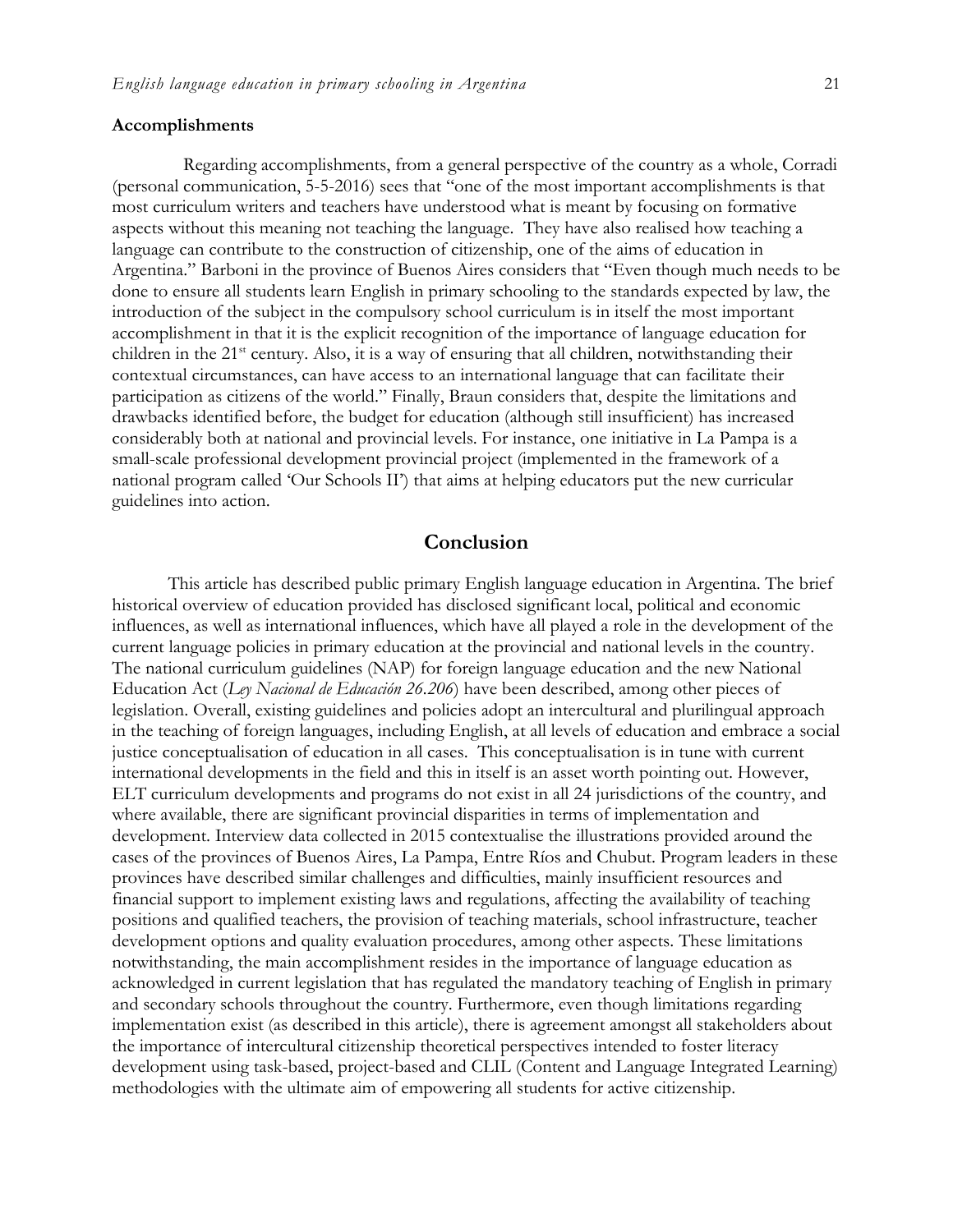**Accomplishments**

Regarding accomplishments, from a general perspective of the country as a whole, Corradi (personal communication, 5-5-2016) sees that "one of the most important accomplishments is that most curriculum writers and teachers have understood what is meant by focusing on formative aspects without this meaning not teaching the language. They have also realised how teaching a language can contribute to the construction of citizenship, one of the aims of education in Argentina." Barboni in the province of Buenos Aires considers that "Even though much needs to be done to ensure all students learn English in primary schooling to the standards expected by law, the introduction of the subject in the compulsory school curriculum is in itself the most important accomplishment in that it is the explicit recognition of the importance of language education for children in the 21st century. Also, it is a way of ensuring that all children, notwithstanding their contextual circumstances, can have access to an international language that can facilitate their participation as citizens of the world." Finally, Braun considers that, despite the limitations and drawbacks identified before, the budget for education (although still insufficient) has increased considerably both at national and provincial levels. For instance, one initiative in La Pampa is a small-scale professional development provincial project (implemented in the framework of a national program called 'Our Schools II') that aims at helping educators put the new curricular guidelines into action.

## Conclusion

This article has described public primary English language education in Argentina. The brief historical overview of education provided has disclosed significant local, political and economic influences, as well as international influences, which have all played a role in the development of the current language policies in primary education at the provincial and national levels in the country. The national curriculum guidelines (NAP) for foreign language education and the new National Education Act (*Ley Nacional de Educación 26.206*) have been described, among other pieces of legislation. Overall, existing guidelines and policies adopt an intercultural and plurilingual approach in the teaching of foreign languages, including English, at all levels of education and embrace a social justice conceptualisation of education in all cases. This conceptualisation is in tune with current international developments in the field and this in itself is an asset worth pointing out. However, ELT curriculum developments and programs do not exist in all 24 jurisdictions of the country, and where available, there are significant provincial disparities in terms of implementation and development. Interview data collected in 2015 contextualise the illustrations provided around the cases of the provinces of Buenos Aires, La Pampa, Entre Ríos and Chubut. Program leaders in these provinces have described similar challenges and difficulties, mainly insufficient resources and financial support to implement existing laws and regulations, affecting the availability of teaching positions and qualified teachers, the provision of teaching materials, school infrastructure, teacher development options and quality evaluation procedures, among other aspects. These limitations notwithstanding, the main accomplishment resides in the importance of language education as acknowledged in current legislation that has regulated the mandatory teaching of English in primary and secondary schools throughout the country. Furthermore, even though limitations regarding implementation exist (as described in this article), there is agreement amongst all stakeholders about the importance of intercultural citizenship theoretical perspectives intended to foster literacy development using task-based, project-based and CLIL (Content and Language Integrated Learning) methodologies with the ultimate aim of empowering all students for active citizenship.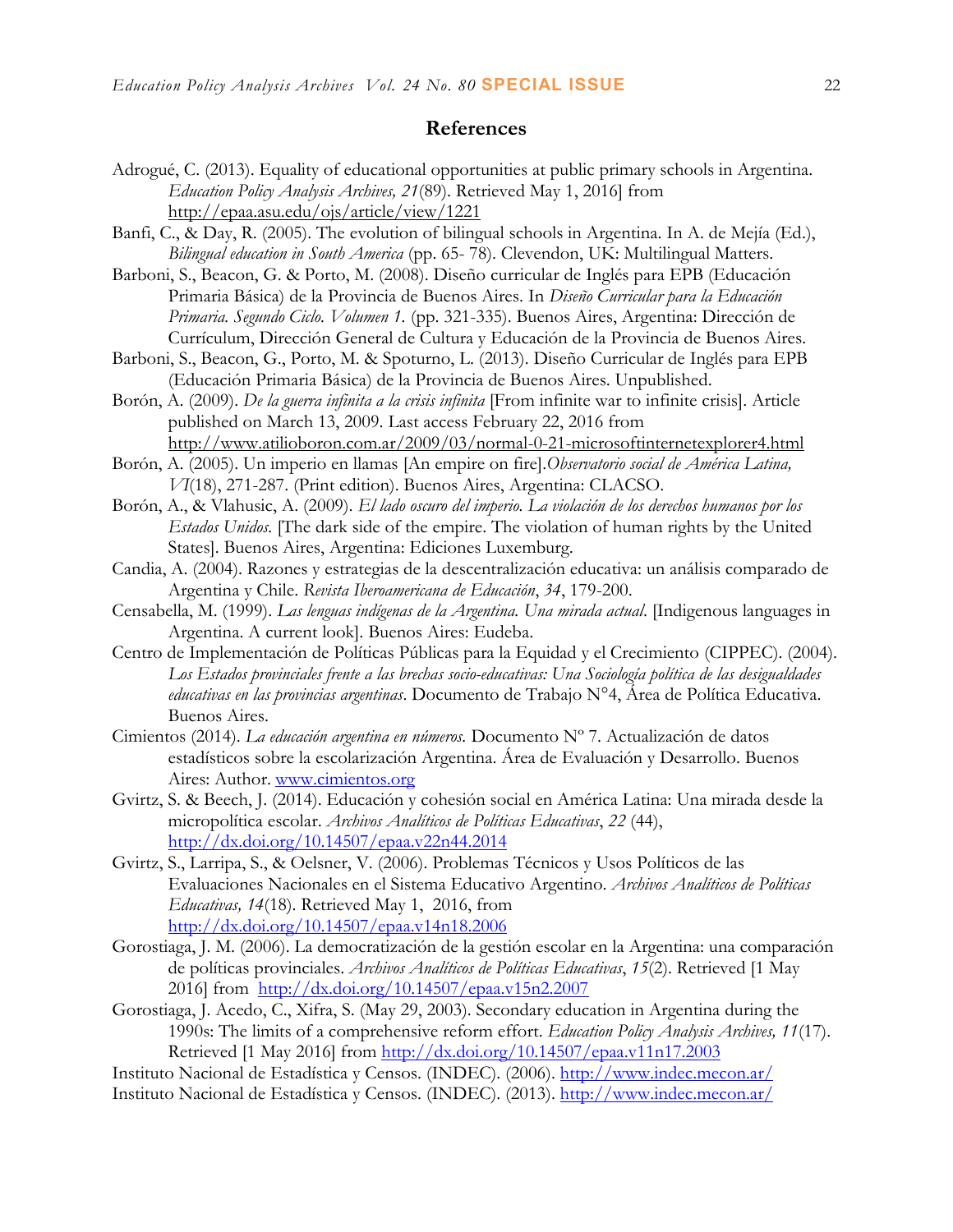## References

Adrogué, C. (2013). Equality of educational opportunities at public primary schools in Argentina. *Education Policy Analysis Archives, 21*(89). Retrieved May 1, 2016] from http://epaa.asu.edu/ojs/article/view/1221

Banfi, C., & Day, R. (2005). The evolution of bilingual schools in Argentina. In A. de Mejía (Ed.), *Bilingual education in South America* (pp. 65- 78). Clevendon, UK: Multilingual Matters.

Barboni, S., Beacon, G. & Porto, M. (2008). Diseño curricular de Inglés para EPB (Educación Primaria Básica) de la Provincia de Buenos Aires. In *Diseño Curricular para la Educación Primaria. Segundo Ciclo. Volumen 1.* (pp. 321-335). Buenos Aires, Argentina: Dirección de Currículum, Dirección General de Cultura y Educación de la Provincia de Buenos Aires.

Barboni, S., Beacon, G., Porto, M. & Spoturno, L. (2013). Diseño Curricular de Inglés para EPB (Educación Primaria Básica) de la Provincia de Buenos Aires. Unpublished.

Borón, A. (2009). *De la guerra infinita a la crisis infinita* [From infinite war to infinite crisis]. Article published on March 13, 2009. Last access February 22, 2016 from http://www.atilioboron.com.ar/2009/03/normal-0-21-microsoftinternetexplorer4.html

Borón, A. (2005). Un imperio en llamas [An empire on fire].*Observatorio social de América Latina, VI*(18), 271-287. (Print edition). Buenos Aires, Argentina: CLACSO.

Borón, A., & Vlahusic, A. (2009). *El lado oscuro del imperio. La violación de los derechos humanos por los Estados Unidos.* [The dark side of the empire. The violation of human rights by the United States]. Buenos Aires, Argentina: Ediciones Luxemburg.

Candia, A. (2004). Razones y estrategias de la descentralización educativa: un análisis comparado de Argentina y Chile. *Revista Iberoamericana de Educación*, *34*, 179-200.

Censabella, M. (1999). *Las lenguas indígenas de la Argentina. Una mirada actual.* [Indigenous languages in Argentina. A current look]. Buenos Aires: Eudeba.

Centro de Implementación de Políticas Públicas para la Equidad y el Crecimiento (CIPPEC). (2004). *Los Estados provinciales frente a las brechas socio-educativas: Una Sociología política de las desigualdades educativas en las provincias argentinas*. Documento de Trabajo N°4, Área de Política Educativa. Buenos Aires.

Cimientos (2014). *La educación argentina en números.* Documento Nº 7. Actualización de datos estadísticos sobre la escolarización Argentina. Área de Evaluación y Desarrollo. Buenos Aires: Author. www.cimientos.org

Gvirtz, S. & Beech, J. (2014). Educación y cohesión social en América Latina: Una mirada desde la micropolítica escolar. *Archivos Analíticos de Políticas Educativas*, *22* (44), http://dx.doi.org/10.14507/epaa.v22n44.2014

Gvirtz, S., Larripa, S., & Oelsner, V. (2006). Problemas Técnicos y Usos Políticos de las Evaluaciones Nacionales en el Sistema Educativo Argentino. *Archivos Analíticos de Políticas Educativas, 14*(18). Retrieved May 1, 2016, from http://dx.doi.org/10.14507/epaa.v14n18.2006

Gorostiaga, J. M. (2006). La democratización de la gestión escolar en la Argentina: una comparación de políticas provinciales. *Archivos Analíticos de Políticas Educativas*, *15*(2). Retrieved [1 May 2016] from http://dx.doi.org/10.14507/epaa.v15n2.2007

Gorostiaga, J. Acedo, C., Xifra, S. (May 29, 2003). Secondary education in Argentina during the 1990s: The limits of a comprehensive reform effort. *Education Policy Analysis Archives, 11*(17). Retrieved [1 May 2016] from http://dx.doi.org/10.14507/epaa.v11n17.2003

Instituto Nacional de Estadística y Censos. (INDEC). (2006). http://www.indec.mecon.ar/

Instituto Nacional de Estadística y Censos. (INDEC). (2013). http://www.indec.mecon.ar/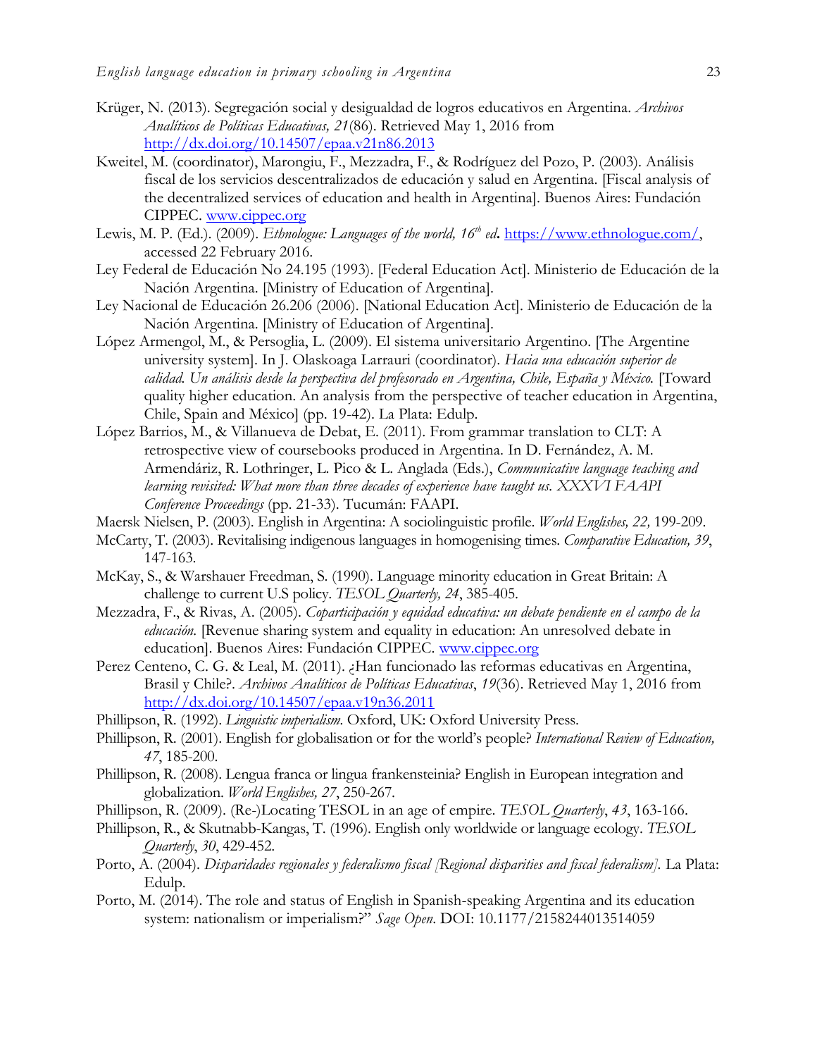Krüger, N. (2013). Segregación social y desigualdad de logros educativos en Argentina. *Archivos Analíticos de Políticas Educativas, 21*(86). Retrieved May 1, 2016 from http://dx.doi.org/10.14507/epaa.v21n86.2013

Kweitel, M. (coordinator), Marongiu, F., Mezzadra, F., & Rodríguez del Pozo, P. (2003). Análisis fiscal de los servicios descentralizados de educación y salud en Argentina. [Fiscal analysis of the decentralized services of education and health in Argentina]. Buenos Aires: Fundación CIPPEC. www.cippec.org

Lewis, M. P. (Ed.). (2009). *Ethnologue: Languages of the world, 16th ed***.** https://www.ethnologue.com/, accessed 22 February 2016.

Ley Federal de Educación No 24.195 (1993). [Federal Education Act]. Ministerio de Educación de la Nación Argentina. [Ministry of Education of Argentina].

Ley Nacional de Educación 26.206 (2006). [National Education Act]. Ministerio de Educación de la Nación Argentina. [Ministry of Education of Argentina].

López Armengol, M., & Persoglia, L. (2009). El sistema universitario Argentino. [The Argentine university system]. In J. Olaskoaga Larrauri (coordinator). *Hacia una educación superior de calidad. Un análisis desde la perspectiva del profesorado en Argentina, Chile, España y México.* [Toward quality higher education. An analysis from the perspective of teacher education in Argentina, Chile, Spain and México] (pp. 19-42). La Plata: Edulp.

López Barrios, M., & Villanueva de Debat, E. (2011). From grammar translation to CLT: A retrospective view of coursebooks produced in Argentina. In D. Fernández, A. M. Armendáriz, R. Lothringer, L. Pico & L. Anglada (Eds.), *Communicative language teaching and learning revisited: What more than three decades of experience have taught us. XXXVI FAAPI Conference Proceedings* (pp. 21-33). Tucumán: FAAPI.

Maersk Nielsen, P. (2003). English in Argentina: A sociolinguistic profile. *World Englishes, 22,* 199-209.

McCarty, T. (2003). Revitalising indigenous languages in homogenising times. *Comparative Education, 39*, 147-163.

McKay, S., & Warshauer Freedman, S. (1990). Language minority education in Great Britain: A challenge to current U.S policy. *TESOL Quarterly, 24*, 385-405.

Mezzadra, F., & Rivas, A. (2005). *Coparticipación y equidad educativa: un debate pendiente en el campo de la educación.* [Revenue sharing system and equality in education: An unresolved debate in education]. Buenos Aires: Fundación CIPPEC. www.cippec.org

Perez Centeno, C. G. & Leal, M. (2011). ¿Han funcionado las reformas educativas en Argentina, Brasil y Chile?. *Archivos Analíticos de Políticas Educativas*, *19*(36). Retrieved May 1, 2016 from http://dx.doi.org/10.14507/epaa.v19n36.2011

Phillipson, R. (1992). *Linguistic imperialism*. Oxford, UK: Oxford University Press.

Phillipson, R. (2001). English for globalisation or for the world's people? *International Review of Education, 47*, 185-200.

Phillipson, R. (2008). Lengua franca or lingua frankensteinia? English in European integration and globalization. *World Englishes, 27*, 250-267.

Phillipson, R. (2009). (Re-)Locating TESOL in an age of empire. *TESOL Quarterly*, *43*, 163-166.

Phillipson, R., & Skutnabb-Kangas, T. (1996). English only worldwide or language ecology. *TESOL Quarterly*, *30*, 429-452.

Porto, A. (2004). *Disparidades regionales y federalismo fiscal [Regional disparities and fiscal federalism].* La Plata: Edulp.

Porto, M. (2014). The role and status of English in Spanish-speaking Argentina and its education system: nationalism or imperialism?" *Sage Open*. DOI: 10.1177/2158244013514059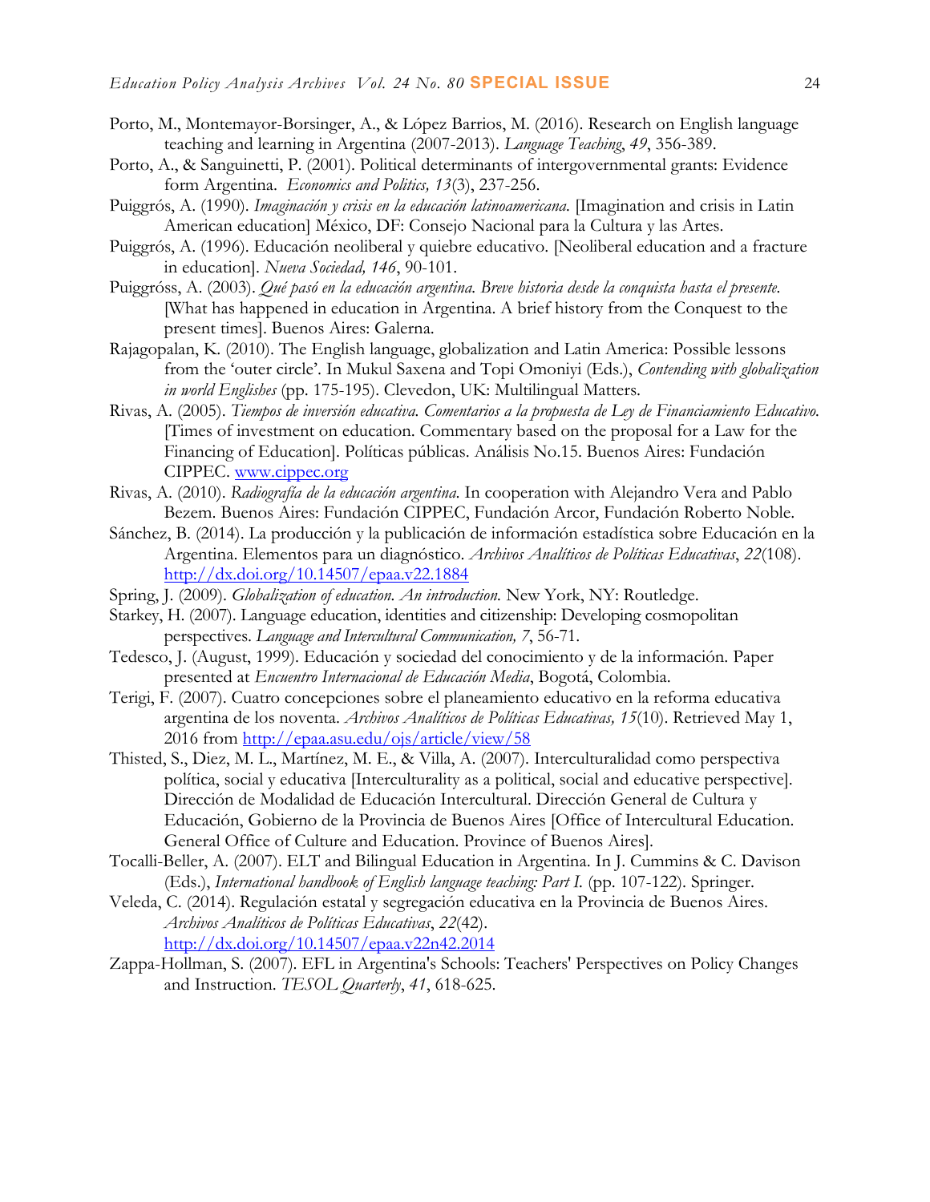Porto, M., Montemayor-Borsinger, A., & López Barrios, M. (2016). Research on English language teaching and learning in Argentina (2007-2013). *Language Teaching*, *49*, 356-389.

Porto, A., & Sanguinetti, P. (2001). Political determinants of intergovernmental grants: Evidence form Argentina. *Economics and Politics, 13*(3), 237-256.

Puiggrós, A. (1990). *Imaginación y crisis en la educación latinoamericana*. [Imagination and crisis in Latin American education] México, DF: Consejo Nacional para la Cultura y las Artes.

Puiggrós, A. (1996). Educación neoliberal y quiebre educativo. [Neoliberal education and a fracture in education]. *Nueva Sociedad, 146*, 90-101.

Puiggróss, A. (2003). *Qué pasó en la educación argentina. Breve historia desde la conquista hasta el presente.* [What has happened in education in Argentina. A brief history from the Conquest to the present times]. Buenos Aires: Galerna.

Rajagopalan, K. (2010). The English language, globalization and Latin America: Possible lessons from the 'outer circle'. In Mukul Saxena and Topi Omoniyi (Eds.), *Contending with globalization in world Englishes* (pp. 175-195). Clevedon, UK: Multilingual Matters.

Rivas, A. (2005). *Tiempos de inversión educativa. Comentarios a la propuesta de Ley de Financiamiento Educativo.* [Times of investment on education. Commentary based on the proposal for a Law for the Financing of Education]. Políticas públicas. Análisis No.15. Buenos Aires: Fundación CIPPEC. www.cippec.org

Rivas, A. (2010). *Radiografía de la educación argentina.* In cooperation with Alejandro Vera and Pablo Bezem. Buenos Aires: Fundación CIPPEC, Fundación Arcor, Fundación Roberto Noble.

Sánchez, B. (2014). La producción y la publicación de información estadística sobre Educación en la Argentina. Elementos para un diagnóstico. *Archivos Analíticos de Políticas Educativas*, *22*(108). http://dx.doi.org/10.14507/epaa.v22.1884

Spring, J. (2009). *Globalization of education. An introduction.* New York, NY: Routledge.

Starkey, H. (2007). Language education, identities and citizenship: Developing cosmopolitan perspectives. *Language and Intercultural Communication, 7*, 56-71.

Tedesco, J. (August, 1999). Educación y sociedad del conocimiento y de la información. Paper presented at *Encuentro Internacional de Educación Media*, Bogotá, Colombia.

Terigi, F. (2007). Cuatro concepciones sobre el planeamiento educativo en la reforma educativa argentina de los noventa. *Archivos Analíticos de Políticas Educativas, 15*(10). Retrieved May 1, 2016 from http://epaa.asu.edu/ojs/article/view/58

Thisted, S., Diez, M. L., Martínez, M. E., & Villa, A. (2007). Interculturalidad como perspectiva política, social y educativa [Interculturality as a political, social and educative perspective]. Dirección de Modalidad de Educación Intercultural. Dirección General de Cultura y Educación, Gobierno de la Provincia de Buenos Aires [Office of Intercultural Education. General Office of Culture and Education. Province of Buenos Aires].

Tocalli-Beller, A. (2007). ELT and Bilingual Education in Argentina. In J. Cummins & C. Davison (Eds.), *International handbook of English language teaching: Part I.* (pp. 107-122). Springer.

Veleda, C. (2014). Regulación estatal y segregación educativa en la Provincia de Buenos Aires. *Archivos Analíticos de Políticas Educativas*, *22*(42). http://dx.doi.org/10.14507/epaa.v22n42.2014

Zappa-Hollman, S. (2007). EFL in Argentina's Schools: Teachers' Perspectives on Policy Changes and Instruction. *TESOL Quarterly*, *41*, 618-625.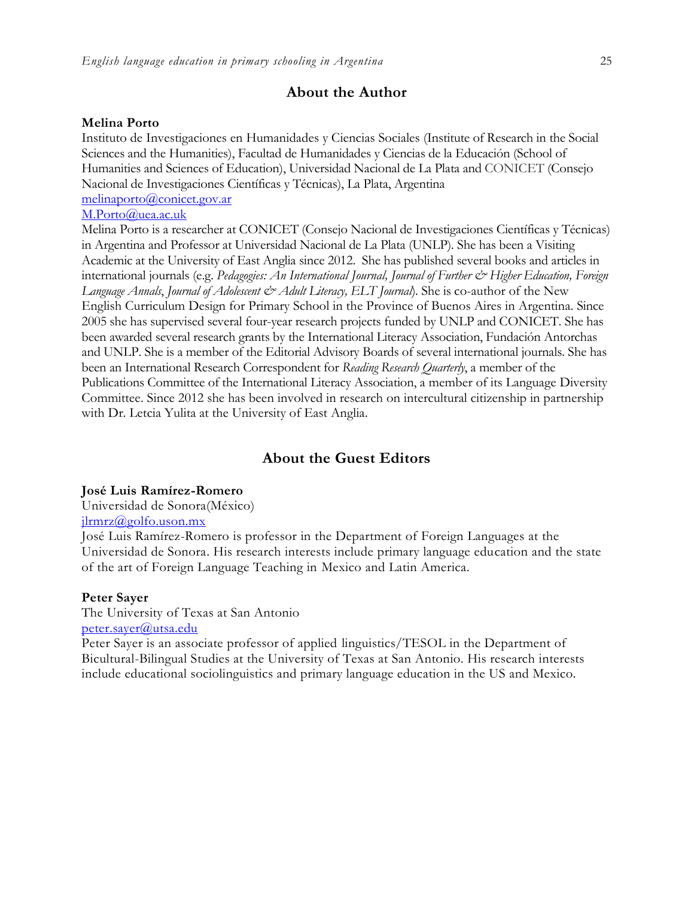## About the Author

**Melina Porto**

Instituto de Investigaciones en Humanidades y Ciencias Sociales (Institute of Research in the Social Sciences and the Humanities), Facultad de Humanidades y Ciencias de la Educación (School of Humanities and Sciences of Education), Universidad Nacional de La Plata and CONICET (Consejo Nacional de Investigaciones Científicas y Técnicas), La Plata, Argentina

melinaporto@conicet.gov.ar

M.Porto@uea.ac.uk

Melina Porto is a researcher at CONICET (Consejo Nacional de Investigaciones Científicas y Técnicas) in Argentina and Professor at Universidad Nacional de La Plata (UNLP). She has been a Visiting Academic at the University of East Anglia since 2012. She has published several books and articles in international journals (e.g. *Pedagogies: An International Journal, Journal of Further & Higher Education, Foreign Language Annals*, *Journal of Adolescent & Adult Literacy, ELT Journal*). She is co-author of the New English Curriculum Design for Primary School in the Province of Buenos Aires in Argentina. Since 2005 she has supervised several four-year research projects funded by UNLP and CONICET. She has been awarded several research grants by the International Literacy Association, Fundación Antorchas and UNLP. She is a member of the Editorial Advisory Boards of several international journals. She has been an International Research Correspondent for *Reading Research Quarterly*, a member of the Publications Committee of the International Literacy Association, a member of its Language Diversity Committee. Since 2012 she has been involved in research on intercultural citizenship in partnership with Dr. Letcia Yulita at the University of East Anglia.

## About the Guest Editors

**José Luis Ramírez-Romero**

Universidad de Sonora(México)

jlrmrz@golfo.uson.mx

José Luis Ramírez-Romero is professor in the Department of Foreign Languages at the Universidad de Sonora. His research interests include primary language education and the state of the art of Foreign Language Teaching in Mexico and Latin America.

**Peter Sayer**

The University of Texas at San Antonio

peter.sayer@utsa.edu

Peter Sayer is an associate professor of applied linguistics/TESOL in the Department of Bicultural-Bilingual Studies at the University of Texas at San Antonio. His research interests include educational sociolinguistics and primary language education in the US and Mexico.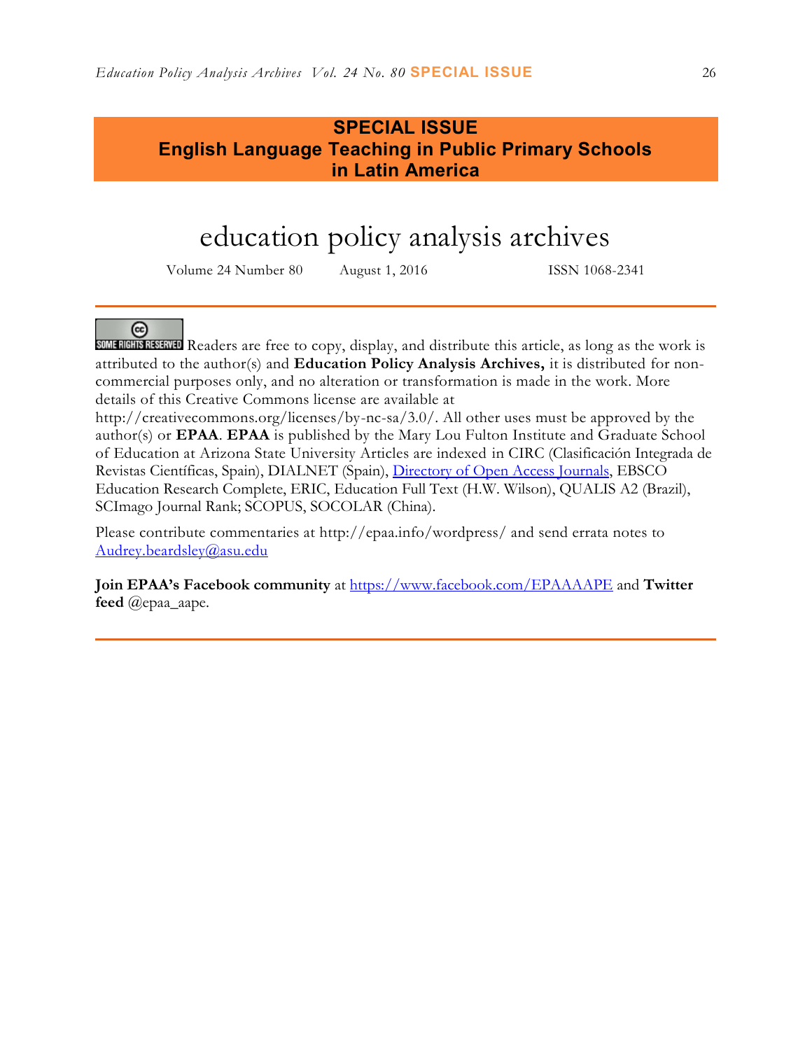**SPECIAL ISSUE**
**English Language Teaching in Public Primary Schools in Latin America**

# education policy analysis archives

Volume 24 Number 80 August 1, 2016 ISSN 1068-2341

---

SOME RIGHTS RESERVED Readers are free to copy, display, and distribute this article, as long as the work is attributed to the author(s) and **Education Policy Analysis Archives,** it is distributed for non-commercial purposes only, and no alteration or transformation is made in the work. More details of this Creative Commons license are available at http://creativecommons.org/licenses/by-nc-sa/3.0/. All other uses must be approved by the author(s) or **EPAA**. **EPAA** is published by the Mary Lou Fulton Institute and Graduate School of Education at Arizona State University Articles are indexed in CIRC (Clasificación Integrada de Revistas Científicas, Spain), DIALNET (Spain), Directory of Open Access Journals, EBSCO Education Research Complete, ERIC, Education Full Text (H.W. Wilson), QUALIS A2 (Brazil), SCImago Journal Rank; SCOPUS, SOCOLAR (China).

Please contribute commentaries at http://epaa.info/wordpress/ and send errata notes to Audrey.beardsley@asu.edu

**Join EPAA's Facebook community** at https://www.facebook.com/EPAAAAPE and **Twitter feed** @epaa_aape.

---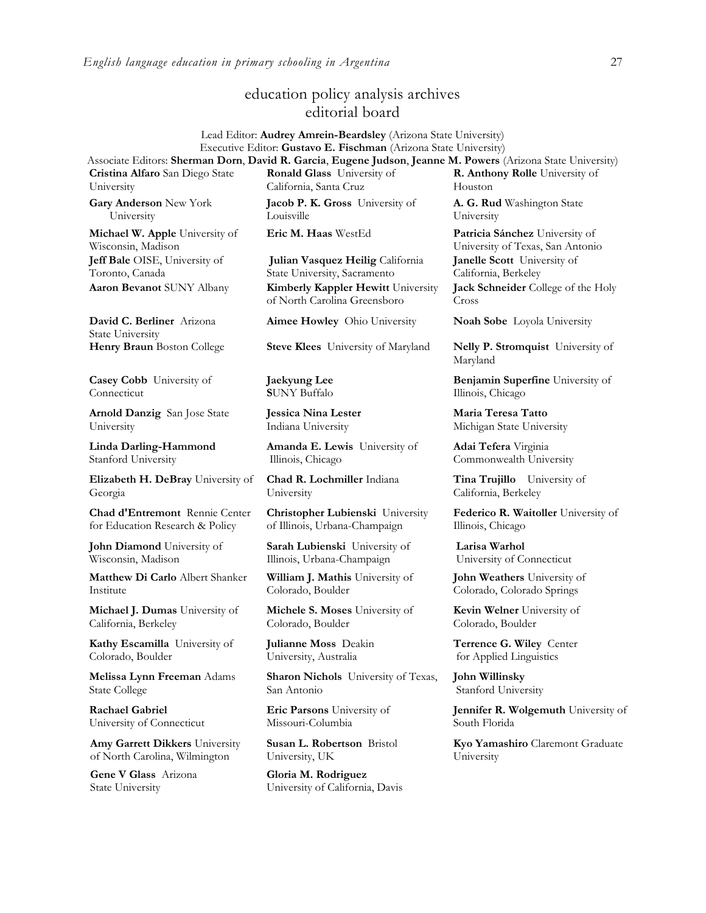# education policy analysis archives
## editorial board

Lead Editor: **Audrey Amrein-Beardsley** (Arizona State University)
Executive Editor: **Gustavo E. Fischman** (Arizona State University)
Associate Editors: **Sherman Dorn**, **David R. Garcia**, **Eugene Judson**, **Jeanne M. Powers** (Arizona State University)

**Cristina Alfaro** San Diego State University

**Gary Anderson** New York University

**Michael W. Apple** University of Wisconsin, Madison

**Jeff Bale** OISE, University of Toronto, Canada

**Aaron Bevanot** SUNY Albany

**David C. Berliner** Arizona State University

**Henry Braun** Boston College

**Casey Cobb** University of Connecticut

**Arnold Danzig** San Jose State University

**Linda Darling-Hammond** Stanford University

**Elizabeth H. DeBray** University of Georgia

**Chad d'Entremont** Rennie Center for Education Research & Policy

**John Diamond** University of Wisconsin, Madison

**Matthew Di Carlo** Albert Shanker Institute

**Michael J. Dumas** University of California, Berkeley

**Kathy Escamilla** University of Colorado, Boulder

**Melissa Lynn Freeman** Adams State College

**Rachael Gabriel** University of Connecticut

**Amy Garrett Dikkers** University of North Carolina, Wilmington

**Gene V Glass** Arizona State University

**Ronald Glass** University of California, Santa Cruz

**Jacob P. K. Gross** University of Louisville

**Eric M. Haas** WestEd

**Julian Vasquez Heilig** California State University, Sacramento

**Kimberly Kappler Hewitt** University of North Carolina Greensboro

**Aimee Howley** Ohio University

**Steve Klees** University of Maryland

**Jaekyung Lee** SUNY Buffalo

**Jessica Nina Lester** Indiana University

**Amanda E. Lewis** University of Illinois, Chicago

**Chad R. Lochmiller** Indiana University

**Christopher Lubienski** University of Illinois, Urbana-Champaign

**Sarah Lubienski** University of Illinois, Urbana-Champaign

**William J. Mathis** University of Colorado, Boulder

**Michele S. Moses** University of Colorado, Boulder

**Julianne Moss** Deakin University, Australia

**Sharon Nichols** University of Texas, San Antonio

**Eric Parsons** University of Missouri-Columbia

**Susan L. Robertson** Bristol University, UK

**Gloria M. Rodriguez** University of California, Davis

**R. Anthony Rolle** University of Houston

**A. G. Rud** Washington State University

**Patricia Sánchez** University of University of Texas, San Antonio

**Janelle Scott** University of California, Berkeley

**Jack Schneider** College of the Holy Cross

**Noah Sobe** Loyola University

**Nelly P. Stromquist** University of Maryland

**Benjamin Superfine** University of Illinois, Chicago

**Maria Teresa Tatto** Michigan State University

**Adai Tefera** Virginia Commonwealth University

**Tina Trujillo** University of California, Berkeley

**Federico R. Waitoller** University of Illinois, Chicago

**Larisa Warhol** University of Connecticut

**John Weathers** University of Colorado, Colorado Springs

**Kevin Welner** University of Colorado, Boulder

**Terrence G. Wiley** Center for Applied Linguistics

**John Willinsky** Stanford University

**Jennifer R. Wolgemuth** University of South Florida

**Kyo Yamashiro** Claremont Graduate University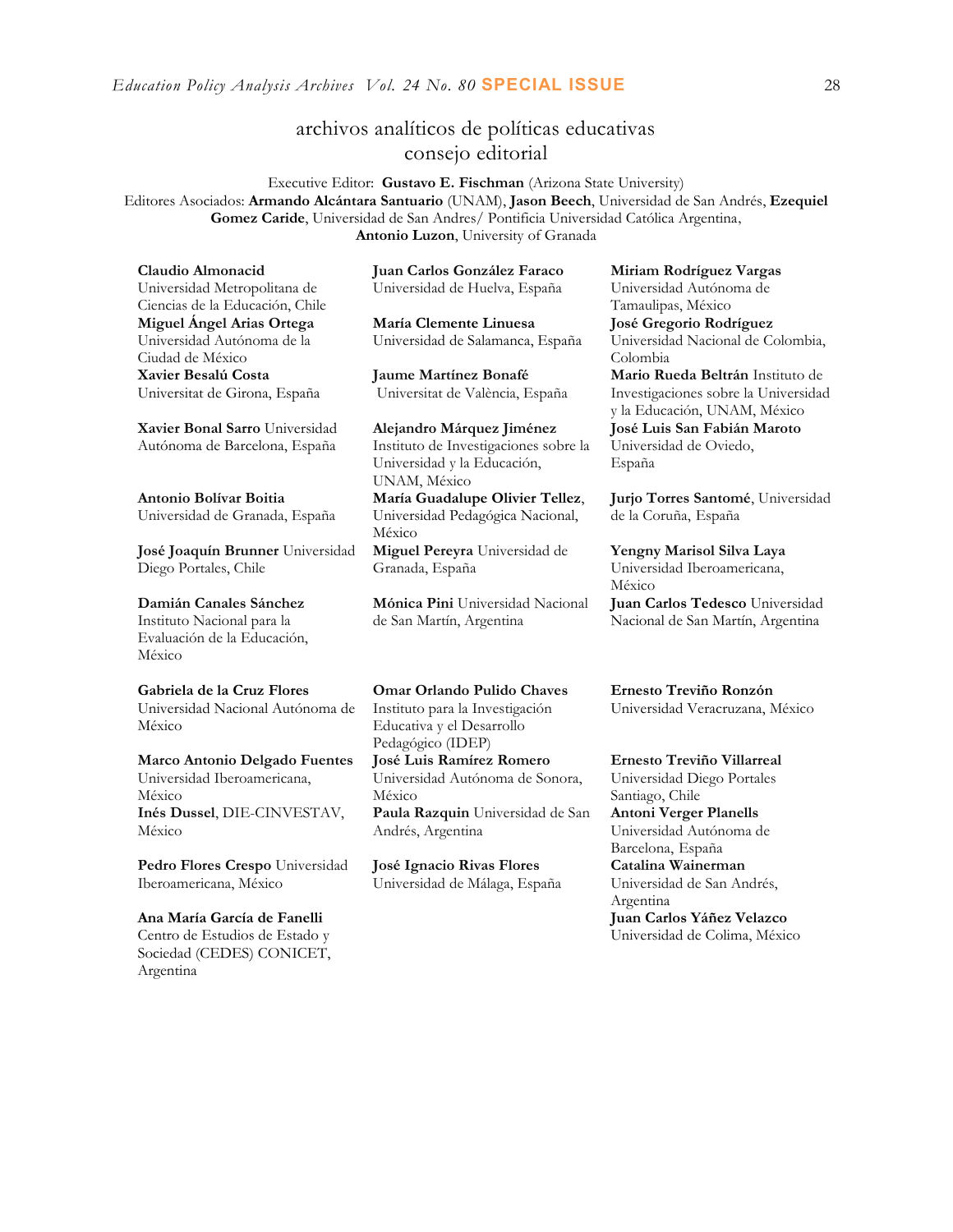## archivos analíticos de políticas educativas
## consejo editorial

Executive Editor: **Gustavo E. Fischman** (Arizona State University)
Editores Asociados: **Armando Alcántara Santuario** (UNAM), **Jason Beech**, Universidad de San Andrés, **Ezequiel Gomez Caride**, Universidad de San Andres/ Pontificia Universidad Católica Argentina, **Antonio Luzon**, University of Granada

**Claudio Almonacid** Universidad Metropolitana de Ciencias de la Educación, Chile

**Miguel Ángel Arias Ortega** Universidad Autónoma de la Ciudad de México

**Xavier Besalú Costa** Universitat de Girona, España

**Xavier Bonal Sarro** Universidad Autónoma de Barcelona, España

**Antonio Bolívar Boitia** Universidad de Granada, España

**José Joaquín Brunner** Universidad Diego Portales, Chile

**Damián Canales Sánchez** Instituto Nacional para la Evaluación de la Educación, México

**Gabriela de la Cruz Flores** Universidad Nacional Autónoma de México

**Marco Antonio Delgado Fuentes** Universidad Iberoamericana, México

**Inés Dussel**, DIE-CINVESTAV, México

**Pedro Flores Crespo** Universidad Iberoamericana, México

**Ana María García de Fanelli** Centro de Estudios de Estado y Sociedad (CEDES) CONICET, Argentina

**Juan Carlos González Faraco** Universidad de Huelva, España

**María Clemente Linuesa** Universidad de Salamanca, España

**Jaume Martínez Bonafé** Universitat de València, España

**Alejandro Márquez Jiménez** Instituto de Investigaciones sobre la Universidad y la Educación, UNAM, México

**María Guadalupe Olivier Tellez**, Universidad Pedagógica Nacional, México

**Miguel Pereyra** Universidad de Granada, España

**Mónica Pini** Universidad Nacional de San Martín, Argentina

**Omar Orlando Pulido Chaves** Instituto para la Investigación Educativa y el Desarrollo Pedagógico (IDEP)

**José Luis Ramírez Romero** Universidad Autónoma de Sonora, México

**Paula Razquin** Universidad de San Andrés, Argentina

**José Ignacio Rivas Flores** Universidad de Málaga, España

**Miriam Rodríguez Vargas** Universidad Autónoma de Tamaulipas, México

**José Gregorio Rodríguez** Universidad Nacional de Colombia, Colombia

**Mario Rueda Beltrán** Instituto de Investigaciones sobre la Universidad y la Educación, UNAM, México

**José Luis San Fabián Maroto** Universidad de Oviedo, España

**Jurjo Torres Santomé**, Universidad de la Coruña, España

**Yengny Marisol Silva Laya** Universidad Iberoamericana, México

**Juan Carlos Tedesco** Universidad Nacional de San Martín, Argentina

**Ernesto Treviño Ronzón** Universidad Veracruzana, México

**Ernesto Treviño Villarreal** Universidad Diego Portales Santiago, Chile

**Antoni Verger Planells** Universidad Autónoma de Barcelona, España

**Catalina Wainerman** Universidad de San Andrés, Argentina

**Juan Carlos Yáñez Velazco** Universidad de Colima, México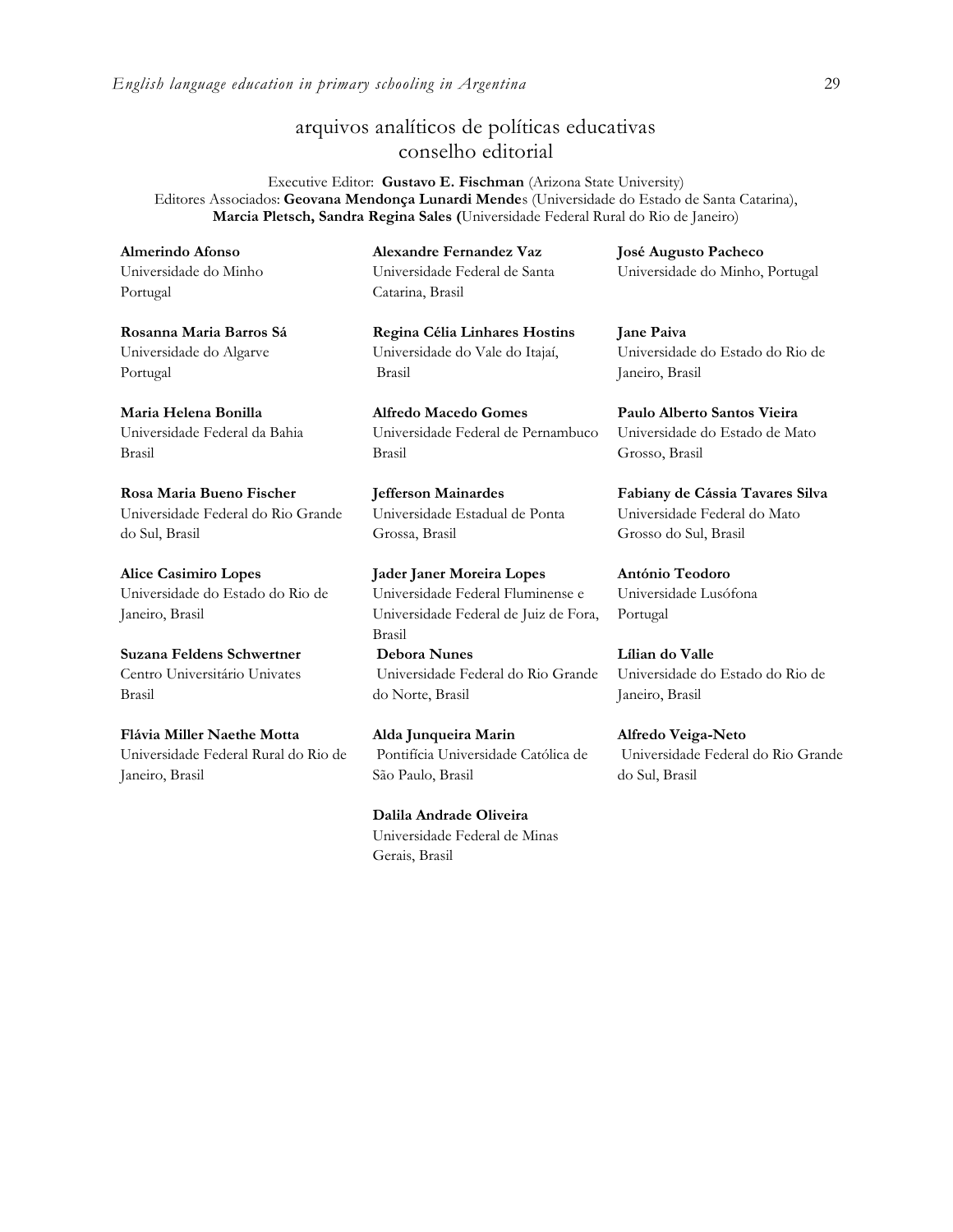## arquivos analíticos de políticas educativas
## conselho editorial

Executive Editor: **Gustavo E. Fischman** (Arizona State University)
Editores Associados: **Geovana Mendonça Lunardi Mende**s (Universidade do Estado de Santa Catarina), **Marcia Pletsch, Sandra Regina Sales (**Universidade Federal Rural do Rio de Janeiro)

**Almerindo Afonso**
Universidade do Minho
Portugal

**Rosanna Maria Barros Sá**
Universidade do Algarve
Portugal

**Maria Helena Bonilla**
Universidade Federal da Bahia
Brasil

**Rosa Maria Bueno Fischer**
Universidade Federal do Rio Grande do Sul, Brasil

**Alice Casimiro Lopes**
Universidade do Estado do Rio de Janeiro, Brasil

**Suzana Feldens Schwertner**
Centro Universitário Univates
Brasil

**Flávia Miller Naethe Motta**
Universidade Federal Rural do Rio de Janeiro, Brasil

**Alexandre Fernandez Vaz**
Universidade Federal de Santa Catarina, Brasil

**Regina Célia Linhares Hostins**
Universidade do Vale do Itajaí, Brasil

**Alfredo Macedo Gomes**
Universidade Federal de Pernambuco
Brasil

**Jefferson Mainardes**
Universidade Estadual de Ponta Grossa, Brasil

**Jader Janer Moreira Lopes**
Universidade Federal Fluminense e Universidade Federal de Juiz de Fora, Brasil

**Debora Nunes**
Universidade Federal do Rio Grande do Norte, Brasil

**Alda Junqueira Marin**
Pontifícia Universidade Católica de São Paulo, Brasil

**Dalila Andrade Oliveira**
Universidade Federal de Minas Gerais, Brasil

**José Augusto Pacheco**
Universidade do Minho, Portugal

**Jane Paiva**
Universidade do Estado do Rio de Janeiro, Brasil

**Paulo Alberto Santos Vieira**
Universidade do Estado de Mato Grosso, Brasil

**Fabiany de Cássia Tavares Silva**
Universidade Federal do Mato Grosso do Sul, Brasil

**António Teodoro**
Universidade Lusófona
Portugal

**Lílian do Valle**
Universidade do Estado do Rio de Janeiro, Brasil

**Alfredo Veiga-Neto**
Universidade Federal do Rio Grande do Sul, Brasil